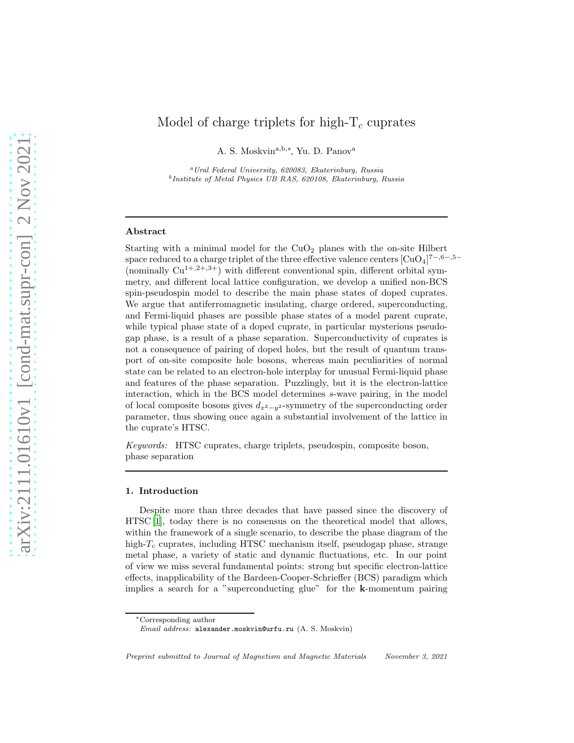# Model of charge triplets for high-T$_c$ cuprates

A. S. Moskvin[a,b,*], Yu. D. Panov[a]

[a] *Ural Federal University, 620083, Ekaterinburg, Russia*
[b] *Institute of Metal Physics UB RAS, 620108, Ekaterinburg, Russia*

---

### Abstract

Starting with a minimal model for the $CuO_2$ planes with the on-site Hilbert space reduced to a charge triplet of the three effective valence centers $[CuO_4]^{7-,6-,5-}$ (nominally $Cu^{1+,2+,3+}$) with different conventional spin, different orbital symmetry, and different local lattice configuration, we develop a unified non-BCS spin-pseudospin model to describe the main phase states of doped cuprates. We argue that antiferromagnetic insulating, charge ordered, superconducting, and Fermi-liquid phases are possible phase states of a model parent cuprate, while typical phase state of a doped cuprate, in particular mysterious pseudogap phase, is a result of a phase separation. Superconductivity of cuprates is not a consequence of pairing of doped holes, but the result of quantum transport of on-site composite hole bosons, whereas main peculiarities of normal state can be related to an electron-hole interplay for unusual Fermi-liquid phase and features of the phase separation. Puzzlingly, but it is the electron-lattice interaction, which in the BCS model determines $s$-wave pairing, in the model of local composite bosons gives $d_{x^2-y^2}$-symmetry of the superconducting order parameter, thus showing once again a substantial involvement of the lattice in the cuprate's HTSC.

*Keywords:* HTSC cuprates, charge triplets, pseudospin, composite boson, phase separation

---

## 1. Introduction

Despite more than three decades that have passed since the discovery of HTSC [1], today there is no consensus on the theoretical model that allows, within the framework of a single scenario, to describe the phase diagram of the high-$T_c$ cuprates, including HTSC mechanism itself, pseudogap phase, strange metal phase, a variety of static and dynamic fluctuations, etc. In our point of view we miss several fundamental points: strong but specific electron-lattice effects, inapplicability of the Bardeen-Cooper-Schrieffer (BCS) paradigm which implies a search for a "superconducting glue" for the **k**-momentum pairing

---

*Corresponding author
*Email address:* alexander.moskvin@urfu.ru (A. S. Moskvin)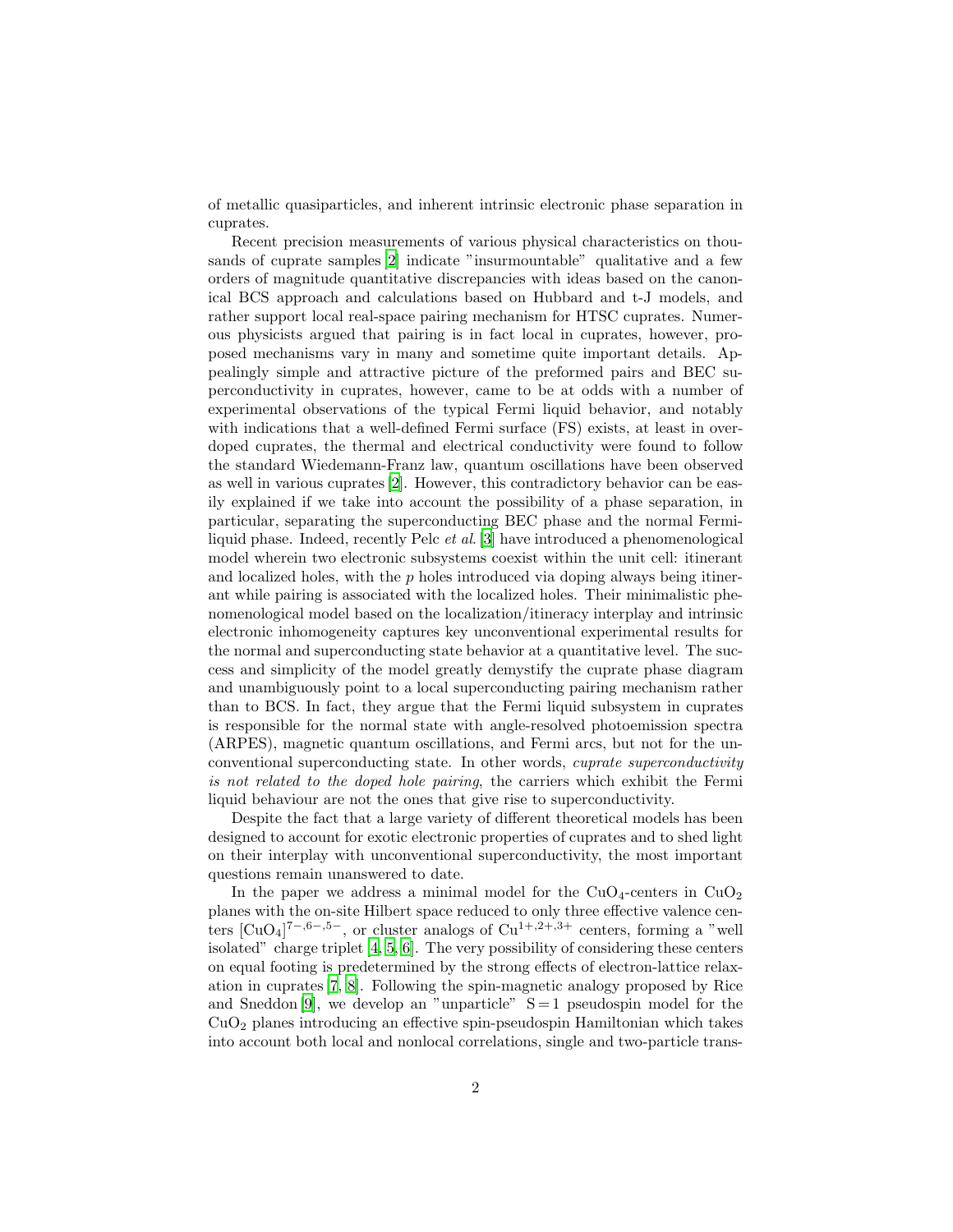of metallic quasiparticles, and inherent intrinsic electronic phase separation in cuprates.

Recent precision measurements of various physical characteristics on thousands of cuprate samples [2] indicate "insurmountable" qualitative and a few orders of magnitude quantitative discrepancies with ideas based on the canonical BCS approach and calculations based on Hubbard and t-J models, and rather support local real-space pairing mechanism for HTSC cuprates. Numerous physicists argued that pairing is in fact local in cuprates, however, proposed mechanisms vary in many and sometime quite important details. Appealingly simple and attractive picture of the preformed pairs and BEC superconductivity in cuprates, however, came to be at odds with a number of experimental observations of the typical Fermi liquid behavior, and notably with indications that a well-defined Fermi surface (FS) exists, at least in overdoped cuprates, the thermal and electrical conductivity were found to follow the standard Wiedemann-Franz law, quantum oscillations have been observed as well in various cuprates [2]. However, this contradictory behavior can be easily explained if we take into account the possibility of a phase separation, in particular, separating the superconducting BEC phase and the normal Fermi-liquid phase. Indeed, recently Pelc *et al.* [3] have introduced a phenomenological model wherein two electronic subsystems coexist within the unit cell: itinerant and localized holes, with the $p$ holes introduced via doping always being itinerant while pairing is associated with the localized holes. Their minimalistic phenomenological model based on the localization/itineracy interplay and intrinsic electronic inhomogeneity captures key unconventional experimental results for the normal and superconducting state behavior at a quantitative level. The success and simplicity of the model greatly demystify the cuprate phase diagram and unambiguously point to a local superconducting pairing mechanism rather than to BCS. In fact, they argue that the Fermi liquid subsystem in cuprates is responsible for the normal state with angle-resolved photoemission spectra (ARPES), magnetic quantum oscillations, and Fermi arcs, but not for the unconventional superconducting state. In other words, *cuprate superconductivity is not related to the doped hole pairing*, the carriers which exhibit the Fermi liquid behaviour are not the ones that give rise to superconductivity.

Despite the fact that a large variety of different theoretical models has been designed to account for exotic electronic properties of cuprates and to shed light on their interplay with unconventional superconductivity, the most important questions remain unanswered to date.

In the paper we address a minimal model for the $CuO_4$-centers in $CuO_2$ planes with the on-site Hilbert space reduced to only three effective valence centers $[CuO_4]^{7-,6-,5-}$, or cluster analogs of $Cu^{1+,2+,3+}$ centers, forming a "well isolated" charge triplet [4, 5, 6]. The very possibility of considering these centers on equal footing is predetermined by the strong effects of electron-lattice relaxation in cuprates [7, 8]. Following the spin-magnetic analogy proposed by Rice and Sneddon [9], we develop an "unparticle" $S=1$ pseudospin model for the $CuO_2$ planes introducing an effective spin-pseudospin Hamiltonian which takes into account both local and nonlocal correlations, single and two-particle trans-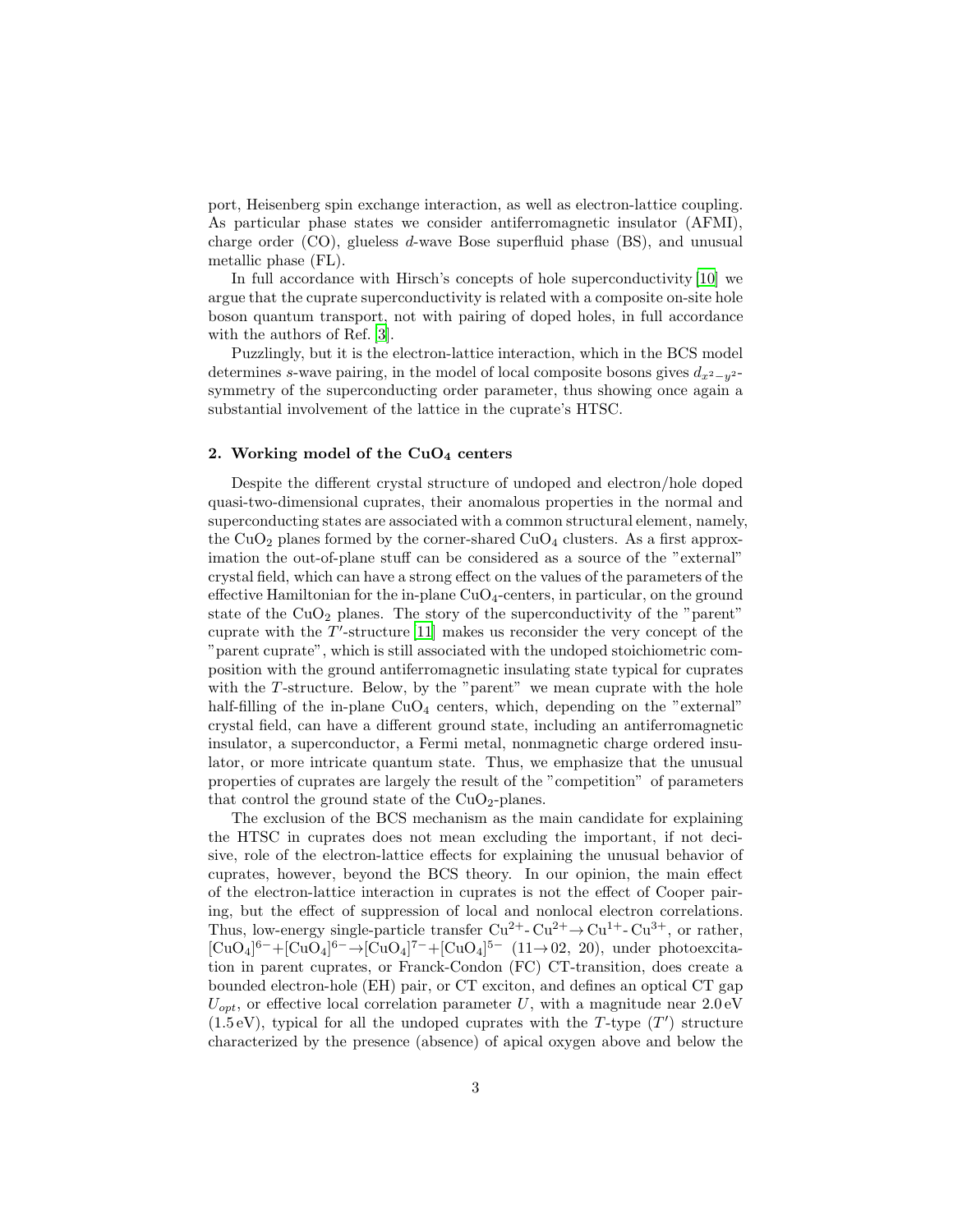port, Heisenberg spin exchange interaction, as well as electron-lattice coupling. As particular phase states we consider antiferromagnetic insulator (AFMI), charge order (CO), glueless $d$-wave Bose superfluid phase (BS), and unusual metallic phase (FL).

In full accordance with Hirsch's concepts of hole superconductivity [10] we argue that the cuprate superconductivity is related with a composite on-site hole boson quantum transport, not with pairing of doped holes, in full accordance with the authors of Ref. [3].

Puzzlingly, but it is the electron-lattice interaction, which in the BCS model determines $s$-wave pairing, in the model of local composite bosons gives $d_{x^2-y^2}$-symmetry of the superconducting order parameter, thus showing once again a substantial involvement of the lattice in the cuprate's HTSC.

## 2. Working model of the $CuO_4$ centers

Despite the different crystal structure of undoped and electron/hole doped quasi-two-dimensional cuprates, their anomalous properties in the normal and superconducting states are associated with a common structural element, namely, the $CuO_2$ planes formed by the corner-shared $CuO_4$ clusters. As a first approximation the out-of-plane stuff can be considered as a source of the "external" crystal field, which can have a strong effect on the values of the parameters of the effective Hamiltonian for the in-plane $CuO_4$-centers, in particular, on the ground state of the $CuO_2$ planes. The story of the superconductivity of the "parent" cuprate with the $T'$-structure [11] makes us reconsider the very concept of the "parent cuprate", which is still associated with the undoped stoichiometric composition with the ground antiferromagnetic insulating state typical for cuprates with the $T$-structure. Below, by the "parent" we mean cuprate with the hole half-filling of the in-plane $CuO_4$ centers, which, depending on the "external" crystal field, can have a different ground state, including an antiferromagnetic insulator, a superconductor, a Fermi metal, nonmagnetic charge ordered insulator, or more intricate quantum state. Thus, we emphasize that the unusual properties of cuprates are largely the result of the "competition" of parameters that control the ground state of the $CuO_2$-planes.

The exclusion of the BCS mechanism as the main candidate for explaining the HTSC in cuprates does not mean excluding the important, if not decisive, role of the electron-lattice effects for explaining the unusual behavior of cuprates, however, beyond the BCS theory. In our opinion, the main effect of the electron-lattice interaction in cuprates is not the effect of Cooper pairing, but the effect of suppression of local and nonlocal electron correlations. Thus, low-energy single-particle transfer $Cu^{2+}$-$Cu^{2+} \rightarrow Cu^{1+}$-$Cu^{3+}$, or rather, $[CuO_4]^{6-}+[CuO_4]^{6-} \rightarrow [CuO_4]^{7-}+[CuO_4]^{5-}$ ($11 \rightarrow 02$, $20$), under photoexcitation in parent cuprates, or Franck-Condon (FC) CT-transition, does create a bounded electron-hole (EH) pair, or CT exciton, and defines an optical CT gap $U_{opt}$, or effective local correlation parameter $U$, with a magnitude near 2.0 eV (1.5 eV), typical for all the undoped cuprates with the $T$-type ($T'$) structure characterized by the presence (absence) of apical oxygen above and below the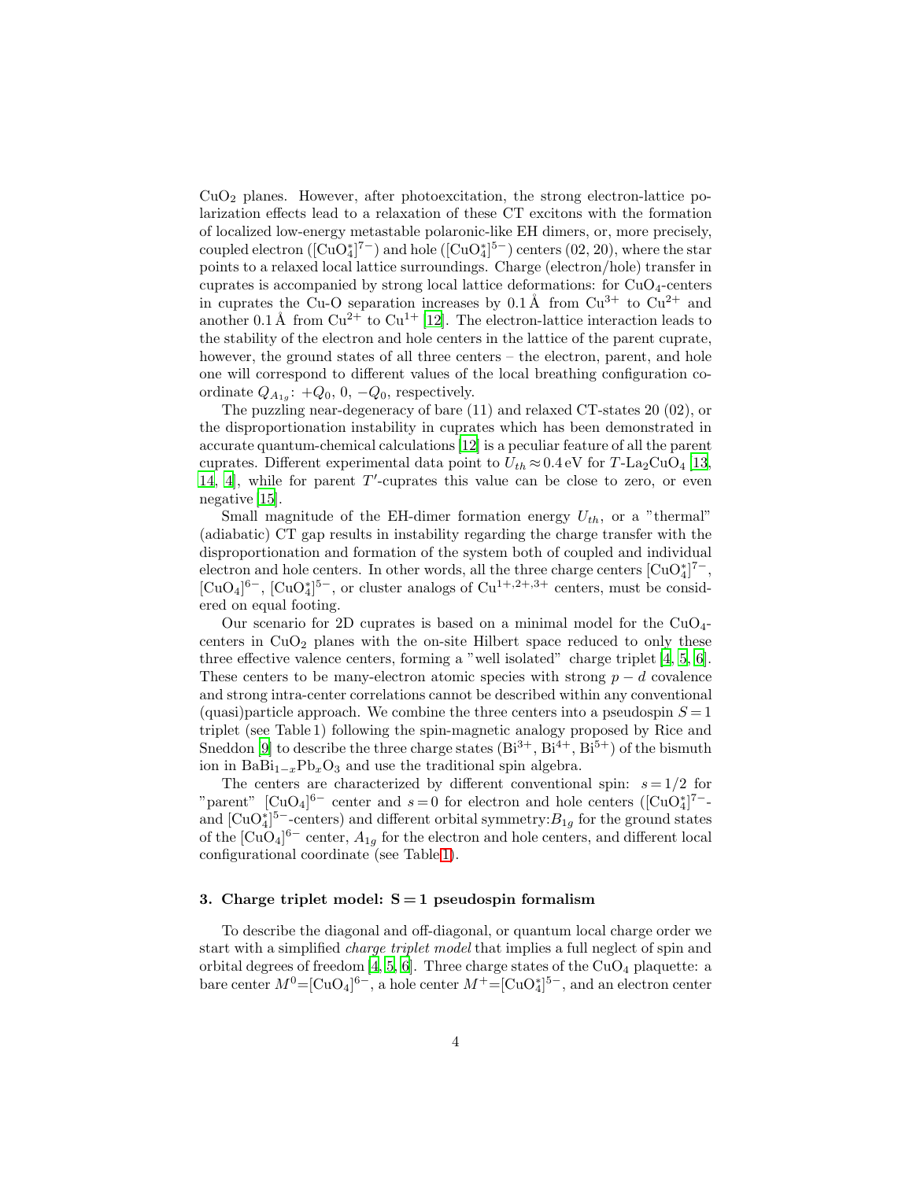$CuO_2$ planes. However, after photoexcitation, the strong electron-lattice polarization effects lead to a relaxation of these CT excitons with the formation of localized low-energy metastable polaronic-like EH dimers, or, more precisely, coupled electron ($[CuO_4^*]^{7-}$) and hole ($[CuO_4^*]^{5-}$) centers (02, 20), where the star points to a relaxed local lattice surroundings. Charge (electron/hole) transfer in cuprates is accompanied by strong local lattice deformations: for $CuO_4$-centers in cuprates the Cu-O separation increases by 0.1 Å from $Cu^{3+}$ to $Cu^{2+}$ and another 0.1 Å from $Cu^{2+}$ to $Cu^{1+}$ [12]. The electron-lattice interaction leads to the stability of the electron and hole centers in the lattice of the parent cuprate, however, the ground states of all three centers – the electron, parent, and hole one will correspond to different values of the local breathing configuration coordinate $Q_{A_{1g}}$: $+Q_0$, 0, $-Q_0$, respectively.

The puzzling near-degeneracy of bare (11) and relaxed CT-states 20 (02), or the disproportionation instability in cuprates which has been demonstrated in accurate quantum-chemical calculations [12] is a peculiar feature of all the parent cuprates. Different experimental data point to $U_{th} \approx 0.4$ eV for $T$-$La_2CuO_4$ [13, 14, 4], while for parent $T'$-cuprates this value can be close to zero, or even negative [15].

Small magnitude of the EH-dimer formation energy $U_{th}$, or a "thermal" (adiabatic) CT gap results in instability regarding the charge transfer with the disproportionation and formation of the system both of coupled and individual electron and hole centers. In other words, all the three charge centers $[CuO_4^*]^{7-}$, $[CuO_4]^{6-}$, $[CuO_4^*]^{5-}$, or cluster analogs of $Cu^{1+,2+,3+}$ centers, must be considered on equal footing.

Our scenario for 2D cuprates is based on a minimal model for the $CuO_4$-centers in $CuO_2$ planes with the on-site Hilbert space reduced to only these three effective valence centers, forming a "well isolated" charge triplet [4, 5, 6]. These centers to be many-electron atomic species with strong $p-d$ covalence and strong intra-center correlations cannot be described within any conventional (quasi)particle approach. We combine the three centers into a pseudospin $S=1$ triplet (see Table 1) following the spin-magnetic analogy proposed by Rice and Sneddon [9] to describe the three charge states ($Bi^{3+}$, $Bi^{4+}$, $Bi^{5+}$) of the bismuth ion in $BaBi_{1-x}Pb_xO_3$ and use the traditional spin algebra.

The centers are characterized by different conventional spin: $s=1/2$ for "parent" $[CuO_4]^{6-}$ center and $s=0$ for electron and hole centers ($[CuO_4^*]^{7-}$- and $[CuO_4^*]^{5-}$-centers) and different orbital symmetry: $B_{1g}$ for the ground states of the $[CuO_4]^{6-}$ center, $A_{1g}$ for the electron and hole centers, and different local configurational coordinate (see Table 1).

### 3. Charge triplet model: $S=1$ pseudospin formalism

To describe the diagonal and off-diagonal, or quantum local charge order we start with a simplified *charge triplet model* that implies a full neglect of spin and orbital degrees of freedom [4, 5, 6]. Three charge states of the $CuO_4$ plaquette: a bare center $M^0=[CuO_4]^{6-}$, a hole center $M^+=[CuO_4^*]^{5-}$, and an electron center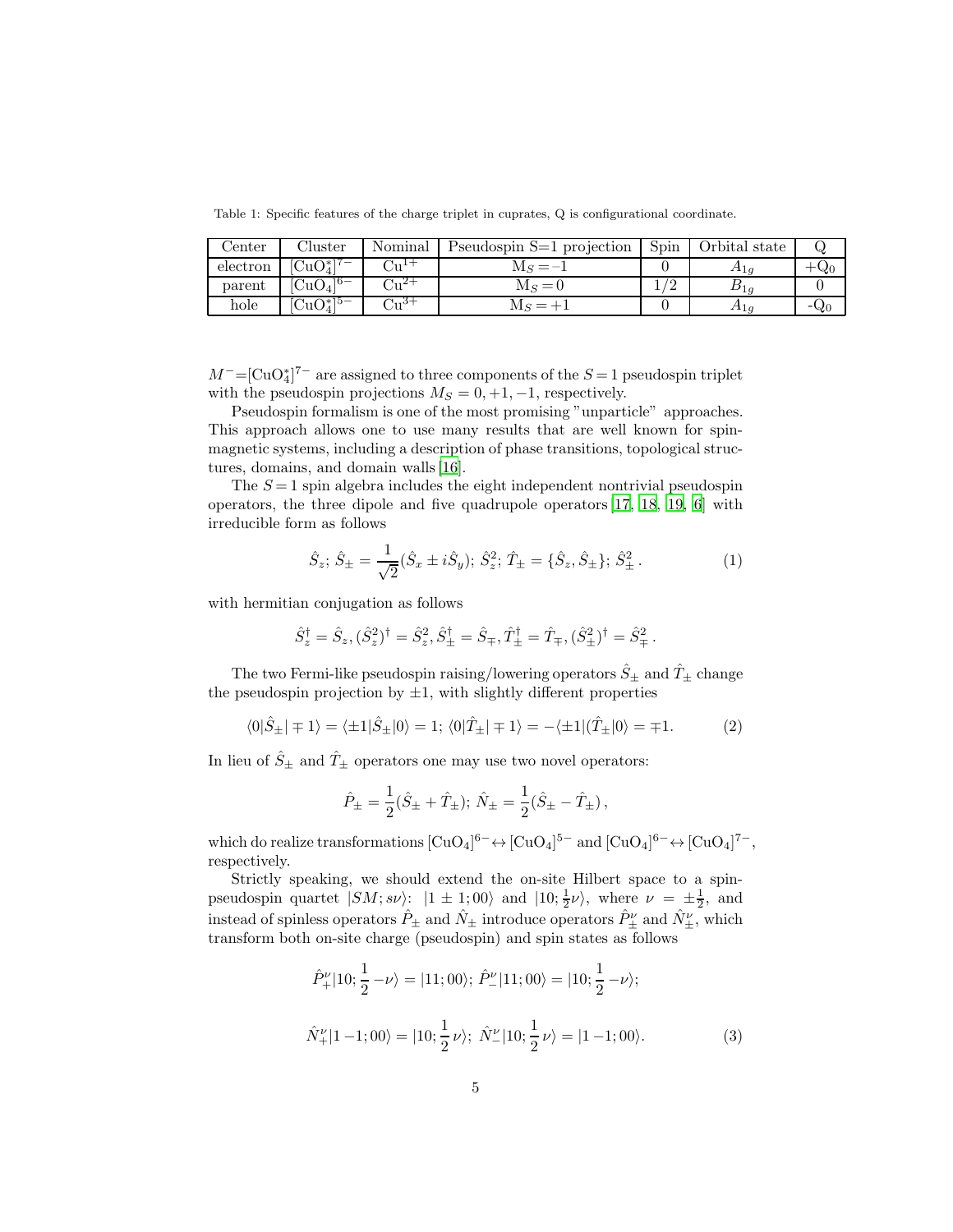Table 1: Specific features of the charge triplet in cuprates, Q is configurational coordinate.

| Center | Cluster | Nominal | Pseudospin S=1 projection | Spin | Orbital state | Q |
|---|---|---|---|---|---|---|
| electron | $[CuO_4^*]^{7-}$ | $Cu^{1+}$ | $M_S = -1$ | 0 | $A_{1g}$ | $+Q_0$ |
| parent | $[CuO_4]^{6-}$ | $Cu^{2+}$ | $M_S = 0$ | 1/2 | $B_{1g}$ | 0 |
| hole | $[CuO_4^*]^{5-}$ | $Cu^{3+}$ | $M_S = +1$ | 0 | $A_{1g}$ | $-Q_0$ |

$M^-$=$[CuO_4^*]^{7-}$ are assigned to three components of the $S = 1$ pseudospin triplet with the pseudospin projections $M_S = 0, +1, -1$, respectively.

Pseudospin formalism is one of the most promising "unparticle" approaches. This approach allows one to use many results that are well known for spin-magnetic systems, including a description of phase transitions, topological structures, domains, and domain walls [16].

The $S = 1$ spin algebra includes the eight independent nontrivial pseudospin operators, the three dipole and five quadrupole operators [17, 18, 19, 6] with irreducible form as follows

$$\hat{S}_z;\ \hat{S}_\pm = \frac{1}{\sqrt{2}}(\hat{S}_x \pm i\hat{S}_y);\ \hat{S}_z^2;\ \hat{T}_\pm = \{\hat{S}_z, \hat{S}_\pm\};\ \hat{S}_\pm^2\,. \tag{1}$$

with hermitian conjugation as follows

$$\hat{S}_z^\dagger = \hat{S}_z, (\hat{S}_z^2)^\dagger = \hat{S}_z^2, \hat{S}_\pm^\dagger = \hat{S}_\mp, \hat{T}_\pm^\dagger = \hat{T}_\mp, (\hat{S}_\pm^2)^\dagger = \hat{S}_\mp^2\,.$$

The two Fermi-like pseudospin raising/lowering operators $\hat{S}_\pm$ and $\hat{T}_\pm$ change the pseudospin projection by $\pm 1$, with slightly different properties

$$\langle 0|\hat{S}_\pm|\mp 1\rangle = \langle \pm 1|\hat{S}_\pm|0\rangle = 1;\ \langle 0|\hat{T}_\pm|\mp 1\rangle = -\langle \pm 1|(\hat{T}_\pm|0\rangle = \mp 1. \tag{2}$$

In lieu of $\hat{S}_\pm$ and $\hat{T}_\pm$ operators one may use two novel operators:

$$\hat{P}_\pm = \frac{1}{2}(\hat{S}_\pm + \hat{T}_\pm);\ \hat{N}_\pm = \frac{1}{2}(\hat{S}_\pm - \hat{T}_\pm)\,,$$

which do realize transformations $[CuO_4]^{6-} \leftrightarrow [CuO_4]^{5-}$ and $[CuO_4]^{6-} \leftrightarrow [CuO_4]^{7-}$, respectively.

Strictly speaking, we should extend the on-site Hilbert space to a spin-pseudospin quartet $|SM; s\nu\rangle$: $|1 \pm 1; 00\rangle$ and $|10; \frac{1}{2}\nu\rangle$, where $\nu = \pm\frac{1}{2}$, and instead of spinless operators $\hat{P}_\pm$ and $\hat{N}_\pm$ introduce operators $\hat{P}_\pm^\nu$ and $\hat{N}_\pm^\nu$, which transform both on-site charge (pseudospin) and spin states as follows

$$\hat{P}_+^\nu|10; \frac{1}{2} - \nu\rangle = |11; 00\rangle;\ \hat{P}_-^\nu|11; 00\rangle = |10; \frac{1}{2} - \nu\rangle;$$

$$\hat{N}_+^\nu|1 - 1; 00\rangle = |10; \frac{1}{2}\,\nu\rangle;\ \hat{N}_-^\nu|10; \frac{1}{2}\,\nu\rangle = |1 - 1; 00\rangle. \tag{3}$$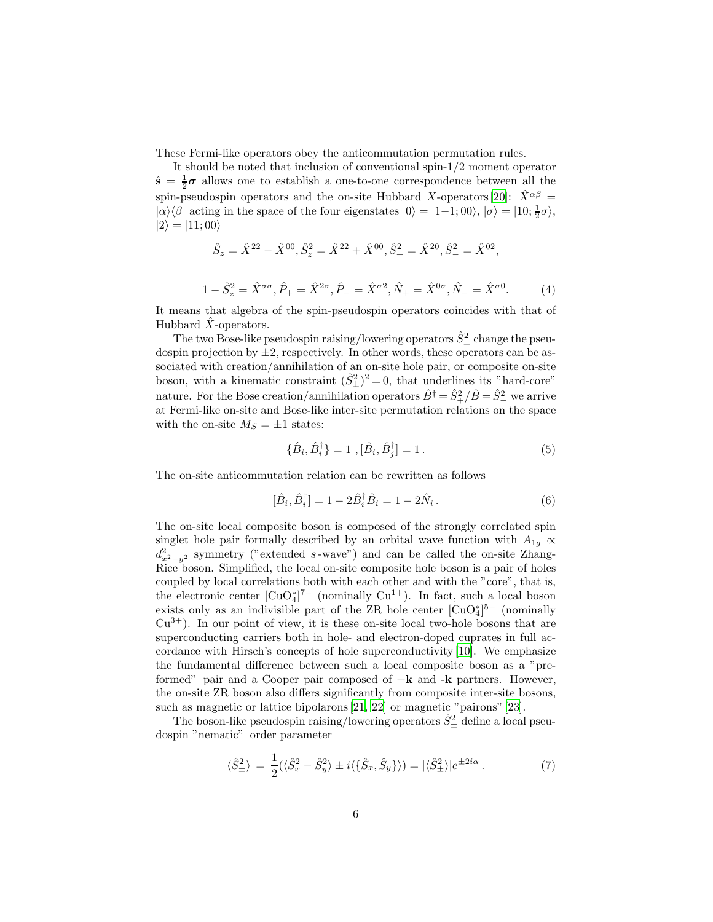These Fermi-like operators obey the anticommutation permutation rules.

It should be noted that inclusion of conventional spin-1/2 moment operator $\hat{\mathbf{s}} = \frac{1}{2}\boldsymbol{\sigma}$ allows one to establish a one-to-one correspondence between all the spin-pseudospin operators and the on-site Hubbard $X$-operators [20]: $\hat{X}^{\alpha\beta} = |\alpha\rangle\langle\beta|$ acting in the space of the four eigenstates $|0\rangle = |1{-}1; 00\rangle$, $|\sigma\rangle = |10; \frac{1}{2}\sigma\rangle$, $|2\rangle = |11; 00\rangle$

$$\hat{S}_z = \hat{X}^{22} - \hat{X}^{00}, \hat{S}_z^2 = \hat{X}^{22} + \hat{X}^{00}, \hat{S}_+^2 = \hat{X}^{20}, \hat{S}_-^2 = \hat{X}^{02},$$

$$1 - \hat{S}_z^2 = \hat{X}^{\sigma\sigma}, \hat{P}_+ = \hat{X}^{2\sigma}, \hat{P}_- = \hat{X}^{\sigma 2}, \hat{N}_+ = \hat{X}^{0\sigma}, \hat{N}_- = \hat{X}^{\sigma 0}. \quad (4)$$

It means that algebra of the spin-pseudospin operators coincides with that of Hubbard $\hat{X}$-operators.

The two Bose-like pseudospin raising/lowering operators $\hat{S}_\pm^2$ change the pseudospin projection by $\pm 2$, respectively. In other words, these operators can be associated with creation/annihilation of an on-site hole pair, or composite on-site boson, with a kinematic constraint $(\hat{S}_\pm^2)^2 = 0$, that underlines its "hard-core" nature. For the Bose creation/annihilation operators $\hat{B}^\dagger = \hat{S}_+^2 / \hat{B} = \hat{S}_-^2$ we arrive at Fermi-like on-site and Bose-like inter-site permutation relations on the space with the on-site $M_S = \pm 1$ states:

$$\{\hat{B}_i, \hat{B}_i^\dagger\} = 1 \;, [\hat{B}_i, \hat{B}_j^\dagger] = 1 \,. \quad (5)$$

The on-site anticommutation relation can be rewritten as follows

$$[\hat{B}_i, \hat{B}_i^\dagger] = 1 - 2\hat{B}_i^\dagger \hat{B}_i = 1 - 2\hat{N}_i \,. \quad (6)$$

The on-site local composite boson is composed of the strongly correlated spin singlet hole pair formally described by an orbital wave function with $A_{1g} \propto d_{x^2-y^2}^2$ symmetry ("extended $s$-wave") and can be called the on-site Zhang-Rice boson. Simplified, the local on-site composite hole boson is a pair of holes coupled by local correlations both with each other and with the "core", that is, the electronic center $[\mathrm{CuO}_4^*]^{7-}$ (nominally $\mathrm{Cu}^{1+}$). In fact, such a local boson exists only as an indivisible part of the ZR hole center $[\mathrm{CuO}_4^*]^{5-}$ (nominally $\mathrm{Cu}^{3+}$). In our point of view, it is these on-site local two-hole bosons that are superconducting carriers both in hole- and electron-doped cuprates in full accordance with Hirsch's concepts of hole superconductivity [10]. We emphasize the fundamental difference between such a local composite boson as a "preformed" pair and a Cooper pair composed of $+\mathbf{k}$ and -$\mathbf{k}$ partners. However, the on-site ZR boson also differs significantly from composite inter-site bosons, such as magnetic or lattice bipolarons [21, 22] or magnetic "pairons" [23].

The boson-like pseudospin raising/lowering operators $\hat{S}_\pm^2$ define a local pseudospin "nematic" order parameter

$$\langle \hat{S}_\pm^2 \rangle \,=\, \frac{1}{2}(\langle \hat{S}_x^2 - \hat{S}_y^2 \rangle \pm i \langle \{\hat{S}_x, \hat{S}_y\} \rangle) = |\langle \hat{S}_\pm^2 \rangle| e^{\pm 2i\alpha} \,. \quad (7)$$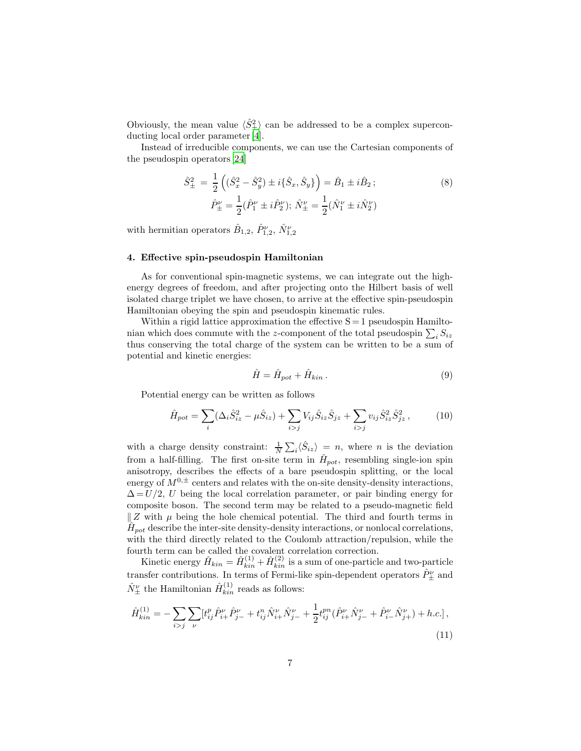Obviously, the mean value $\langle\hat{S}_{\pm}^2\rangle$ can be addressed to be a complex superconducting local order parameter [4].

Instead of irreducible components, we can use the Cartesian components of the pseudospin operators [24]

$$\hat{S}_{\pm}^2 = \frac{1}{2}\left((\hat{S}_x^2 - \hat{S}_y^2) \pm i\{\hat{S}_x, \hat{S}_y\}\right) = \hat{B}_1 \pm i\hat{B}_2\,; \tag{8}$$
$$\hat{P}_{\pm}^{\nu} = \frac{1}{2}(\hat{P}_1^{\nu} \pm i\hat{P}_2^{\nu});\; \hat{N}_{\pm}^{\nu} = \frac{1}{2}(\hat{N}_1^{\nu} \pm i\hat{N}_2^{\nu})$$

with hermitian operators $\hat{B}_{1,2}$, $\hat{P}_{1,2}^{\nu}$, $\hat{N}_{1,2}^{\nu}$

#### 4. Effective spin-pseudospin Hamiltonian

As for conventional spin-magnetic systems, we can integrate out the high-energy degrees of freedom, and after projecting onto the Hilbert basis of well isolated charge triplet we have chosen, to arrive at the effective spin-pseudospin Hamiltonian obeying the spin and pseudospin kinematic rules.

Within a rigid lattice approximation the effective S = 1 pseudospin Hamiltonian which does commute with the $z$-component of the total pseudospin $\sum_i S_{iz}$ thus conserving the total charge of the system can be written to be a sum of potential and kinetic energies:

$$\hat{H} = \hat{H}_{pot} + \hat{H}_{kin}\,. \tag{9}$$

Potential energy can be written as follows

$$\hat{H}_{pot} = \sum_i(\Delta_i\hat{S}_{iz}^2 - \mu\hat{S}_{iz}) + \sum_{i>j}V_{ij}\hat{S}_{iz}\hat{S}_{jz} + \sum_{i>j}v_{ij}\hat{S}_{iz}^2\hat{S}_{jz}^2\,, \tag{10}$$

with a charge density constraint: $\frac{1}{N}\sum_i\langle\hat{S}_{iz}\rangle = n$, where $n$ is the deviation from a half-filling. The first on-site term in $\hat{H}_{pot}$, resembling single-ion spin anisotropy, describes the effects of a bare pseudospin splitting, or the local energy of $M^{0,\pm}$ centers and relates with the on-site density-density interactions, $\Delta = U/2$, $U$ being the local correlation parameter, or pair binding energy for composite boson. The second term may be related to a pseudo-magnetic field $\parallel Z$ with $\mu$ being the hole chemical potential. The third and fourth terms in $\hat{H}_{pot}$ describe the inter-site density-density interactions, or nonlocal correlations, with the third directly related to the Coulomb attraction/repulsion, while the fourth term can be called the covalent correlation correction.

Kinetic energy $\hat{H}_{kin} = \hat{H}_{kin}^{(1)} + \hat{H}_{kin}^{(2)}$ is a sum of one-particle and two-particle transfer contributions. In terms of Fermi-like spin-dependent operators $\hat{P}_{\pm}^{\nu}$ and $\hat{N}_{\pm}^{\nu}$ the Hamiltonian $\hat{H}_{kin}^{(1)}$ reads as follows:

$$\hat{H}_{kin}^{(1)} = -\sum_{i>j}\sum_{\nu}[t_{ij}^{p}\hat{P}_{i+}^{\nu}\hat{P}_{j-}^{\nu} + t_{ij}^{n}\hat{N}_{i+}^{\nu}\hat{N}_{j-}^{\nu} + \frac{1}{2}t_{ij}^{pn}(\hat{P}_{i+}^{\nu}\hat{N}_{j-}^{\nu} + \hat{P}_{i-}^{\nu}\hat{N}_{j+}^{\nu}) + h.c.]\,, \tag{11}$$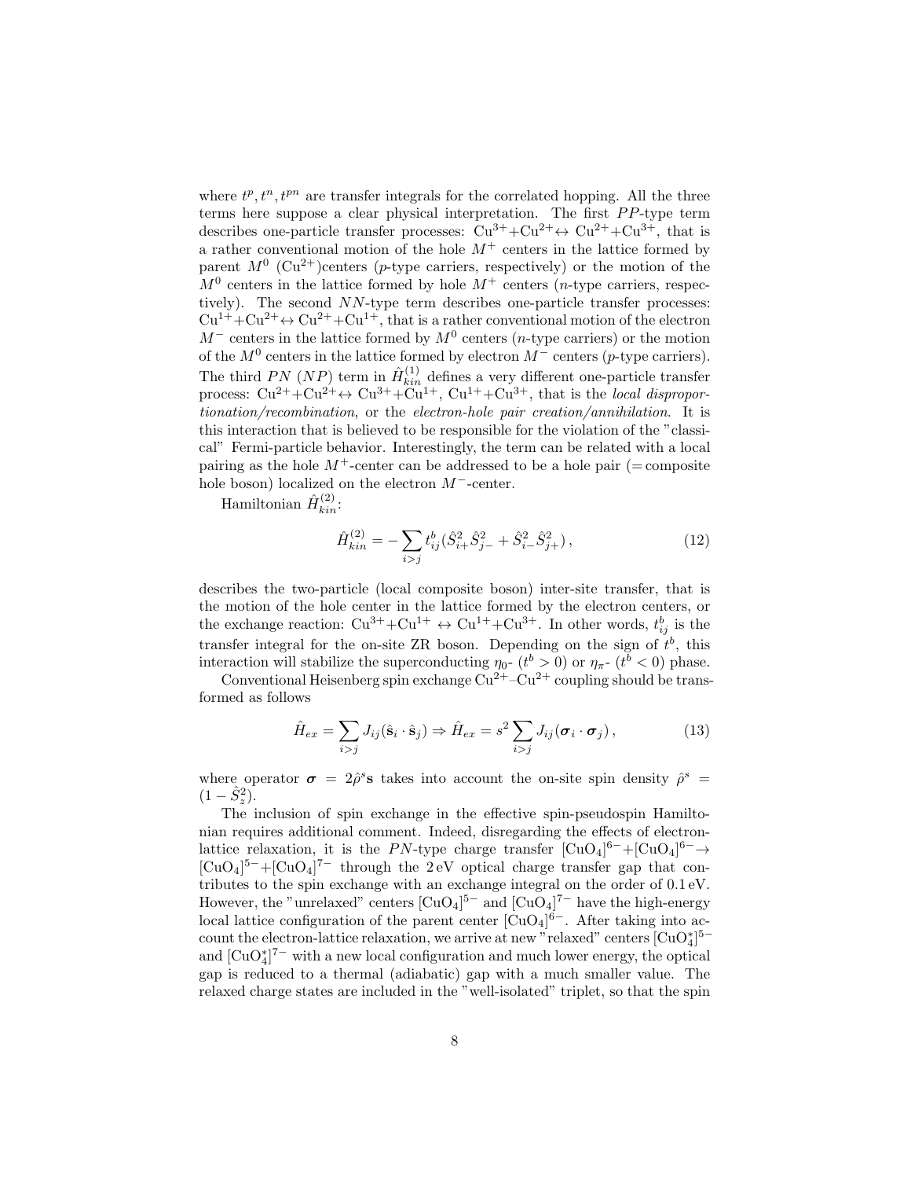where $t^p, t^n, t^{pn}$ are transfer integrals for the correlated hopping. All the three terms here suppose a clear physical interpretation. The first $PP$-type term describes one-particle transfer processes: $Cu^{3+}$+$Cu^{2+}$↔ $Cu^{2+}$+$Cu^{3+}$, that is a rather conventional motion of the hole $M^+$ centers in the lattice formed by parent $M^0$ ($Cu^{2+}$)centers ($p$-type carriers, respectively) or the motion of the $M^0$ centers in the lattice formed by hole $M^+$ centers ($n$-type carriers, respectively). The second $NN$-type term describes one-particle transfer processes: $Cu^{1+}$+$Cu^{2+}$↔ $Cu^{2+}$+$Cu^{1+}$, that is a rather conventional motion of the electron $M^-$ centers in the lattice formed by $M^0$ centers ($n$-type carriers) or the motion of the $M^0$ centers in the lattice formed by electron $M^-$ centers ($p$-type carriers). The third $PN$ ($NP$) term in $\hat{H}^{(1)}_{kin}$ defines a very different one-particle transfer process: $Cu^{2+}$+$Cu^{2+}$↔ $Cu^{3+}$+$Cu^{1+}$, $Cu^{1+}$+$Cu^{3+}$, that is the *local disproportionation/recombination*, or the *electron-hole pair creation/annihilation*. It is this interaction that is believed to be responsible for the violation of the "classical" Fermi-particle behavior. Interestingly, the term can be related with a local pairing as the hole $M^+$-center can be addressed to be a hole pair (= composite hole boson) localized on the electron $M^-$-center.

Hamiltonian $\hat{H}^{(2)}_{kin}$:

$$\hat{H}^{(2)}_{kin} = -\sum_{i>j} t^b_{ij} (\hat{S}^2_{i+}\hat{S}^2_{j-} + \hat{S}^2_{i-}\hat{S}^2_{j+}) \,, \tag{12}$$

describes the two-particle (local composite boson) inter-site transfer, that is the motion of the hole center in the lattice formed by the electron centers, or the exchange reaction: $Cu^{3+}$+$Cu^{1+}$ ↔ $Cu^{1+}$+$Cu^{3+}$. In other words, $t^b_{ij}$ is the transfer integral for the on-site ZR boson. Depending on the sign of $t^b$, this interaction will stabilize the superconducting $\eta_0$- ($t^b > 0$) or $\eta_\pi$- ($t^b < 0$) phase.

Conventional Heisenberg spin exchange $Cu^{2+}$–$Cu^{2+}$ coupling should be transformed as follows

$$\hat{H}_{ex} = \sum_{i>j} J_{ij} (\hat{\mathbf{s}}_i \cdot \hat{\mathbf{s}}_j) \Rightarrow \hat{H}_{ex} = s^2 \sum_{i>j} J_{ij} (\boldsymbol{\sigma}_i \cdot \boldsymbol{\sigma}_j) \,, \tag{13}$$

where operator $\boldsymbol{\sigma} = 2\hat{\rho}^s \mathbf{s}$ takes into account the on-site spin density $\hat{\rho}^s = (1 - \hat{S}^2_z)$.

The inclusion of spin exchange in the effective spin-pseudospin Hamiltonian requires additional comment. Indeed, disregarding the effects of electron-lattice relaxation, it is the $PN$-type charge transfer $[CuO_4]^{6-}$+$[CuO_4]^{6-}$→ $[CuO_4]^{5-}$+$[CuO_4]^{7-}$ through the 2 eV optical charge transfer gap that contributes to the spin exchange with an exchange integral on the order of 0.1 eV. However, the "unrelaxed" centers $[CuO_4]^{5-}$ and $[CuO_4]^{7-}$ have the high-energy local lattice configuration of the parent center $[CuO_4]^{6-}$. After taking into account the electron-lattice relaxation, we arrive at new "relaxed" centers $[CuO^*_4]^{5-}$ and $[CuO^*_4]^{7-}$ with a new local configuration and much lower energy, the optical gap is reduced to a thermal (adiabatic) gap with a much smaller value. The relaxed charge states are included in the "well-isolated" triplet, so that the spin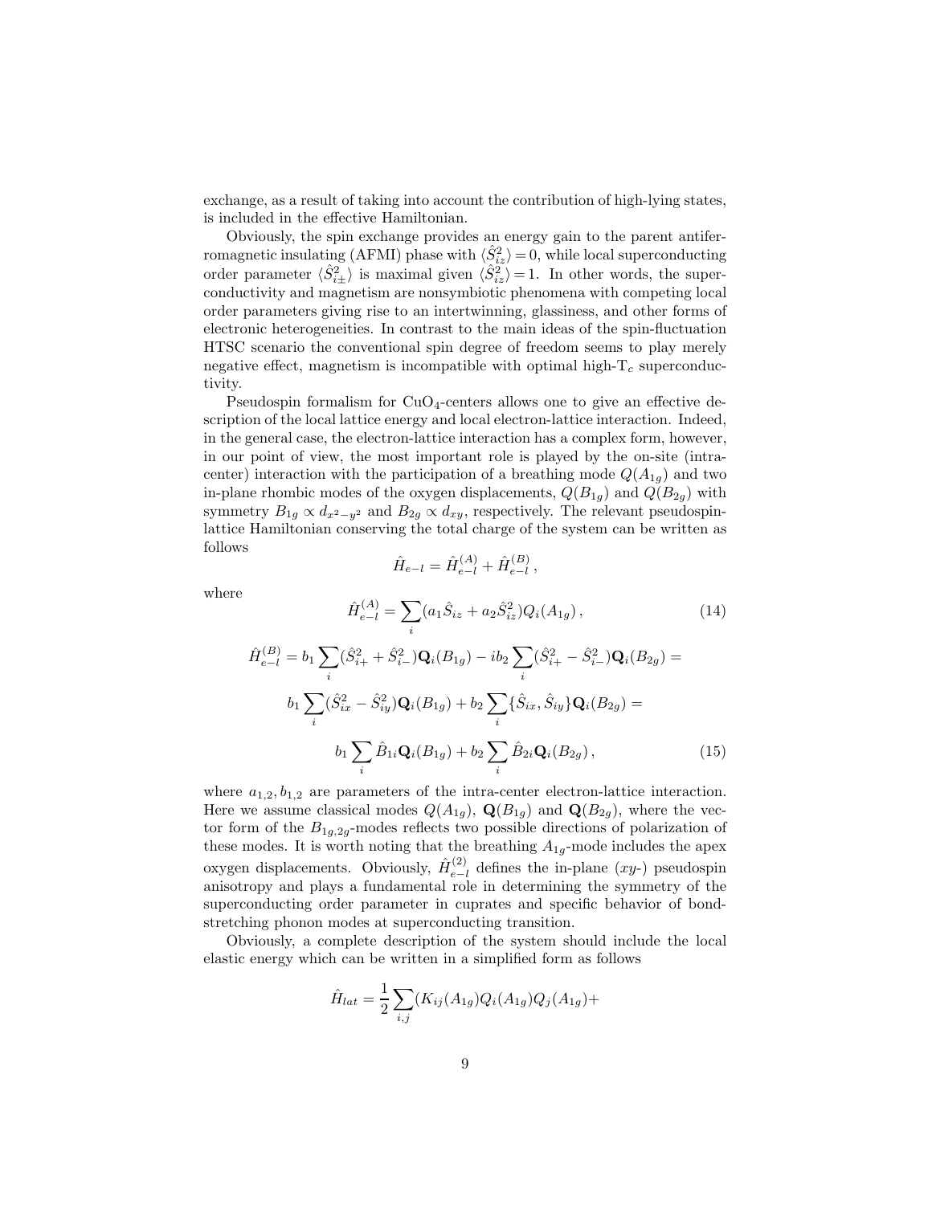exchange, as a result of taking into account the contribution of high-lying states, is included in the effective Hamiltonian.

Obviously, the spin exchange provides an energy gain to the parent antiferromagnetic insulating (AFMI) phase with $\langle \hat{S}_{iz}^2 \rangle = 0$, while local superconducting order parameter $\langle \hat{S}_{i\pm}^2 \rangle$ is maximal given $\langle \hat{S}_{iz}^2 \rangle = 1$. In other words, the superconductivity and magnetism are nonsymbiotic phenomena with competing local order parameters giving rise to an intertwinning, glassiness, and other forms of electronic heterogeneities. In contrast to the main ideas of the spin-fluctuation HTSC scenario the conventional spin degree of freedom seems to play merely negative effect, magnetism is incompatible with optimal high-T$_c$ superconductivity.

Pseudospin formalism for $CuO_4$-centers allows one to give an effective description of the local lattice energy and local electron-lattice interaction. Indeed, in the general case, the electron-lattice interaction has a complex form, however, in our point of view, the most important role is played by the on-site (intra-center) interaction with the participation of a breathing mode $Q(A_{1g})$ and two in-plane rhombic modes of the oxygen displacements, $Q(B_{1g})$ and $Q(B_{2g})$ with symmetry $B_{1g} \propto d_{x^2-y^2}$ and $B_{2g} \propto d_{xy}$, respectively. The relevant pseudospin-lattice Hamiltonian conserving the total charge of the system can be written as follows

$$\hat{H}_{e-l} = \hat{H}_{e-l}^{(A)} + \hat{H}_{e-l}^{(B)} \, ,$$

where

$$\hat{H}_{e-l}^{(A)} = \sum_i (a_1 \hat{S}_{iz} + a_2 \hat{S}_{iz}^2) Q_i(A_{1g}) \, , \tag{14}$$

$$\hat{H}_{e-l}^{(B)} = b_1 \sum_i (\hat{S}_{i+}^2 + \hat{S}_{i-}^2) \mathbf{Q}_i(B_{1g}) - i b_2 \sum_i (\hat{S}_{i+}^2 - \hat{S}_{i-}^2) \mathbf{Q}_i(B_{2g}) =$$
$$b_1 \sum_i (\hat{S}_{ix}^2 - \hat{S}_{iy}^2) \mathbf{Q}_i(B_{1g}) + b_2 \sum_i \{\hat{S}_{ix}, \hat{S}_{iy}\} \mathbf{Q}_i(B_{2g}) =$$
$$b_1 \sum_i \hat{B}_{1i} \mathbf{Q}_i(B_{1g}) + b_2 \sum_i \hat{B}_{2i} \mathbf{Q}_i(B_{2g}) \, , \tag{15}$$

where $a_{1,2}, b_{1,2}$ are parameters of the intra-center electron-lattice interaction. Here we assume classical modes $Q(A_{1g})$, $\mathbf{Q}(B_{1g})$ and $\mathbf{Q}(B_{2g})$, where the vector form of the $B_{1g,2g}$-modes reflects two possible directions of polarization of these modes. It is worth noting that the breathing $A_{1g}$-mode includes the apex oxygen displacements. Obviously, $\hat{H}_{e-l}^{(2)}$ defines the in-plane ($xy$-) pseudospin anisotropy and plays a fundamental role in determining the symmetry of the superconducting order parameter in cuprates and specific behavior of bond-stretching phonon modes at superconducting transition.

Obviously, a complete description of the system should include the local elastic energy which can be written in a simplified form as follows

$$\hat{H}_{lat} = \frac{1}{2} \sum_{i,j} (K_{ij}(A_{1g}) Q_i(A_{1g}) Q_j(A_{1g}) +$$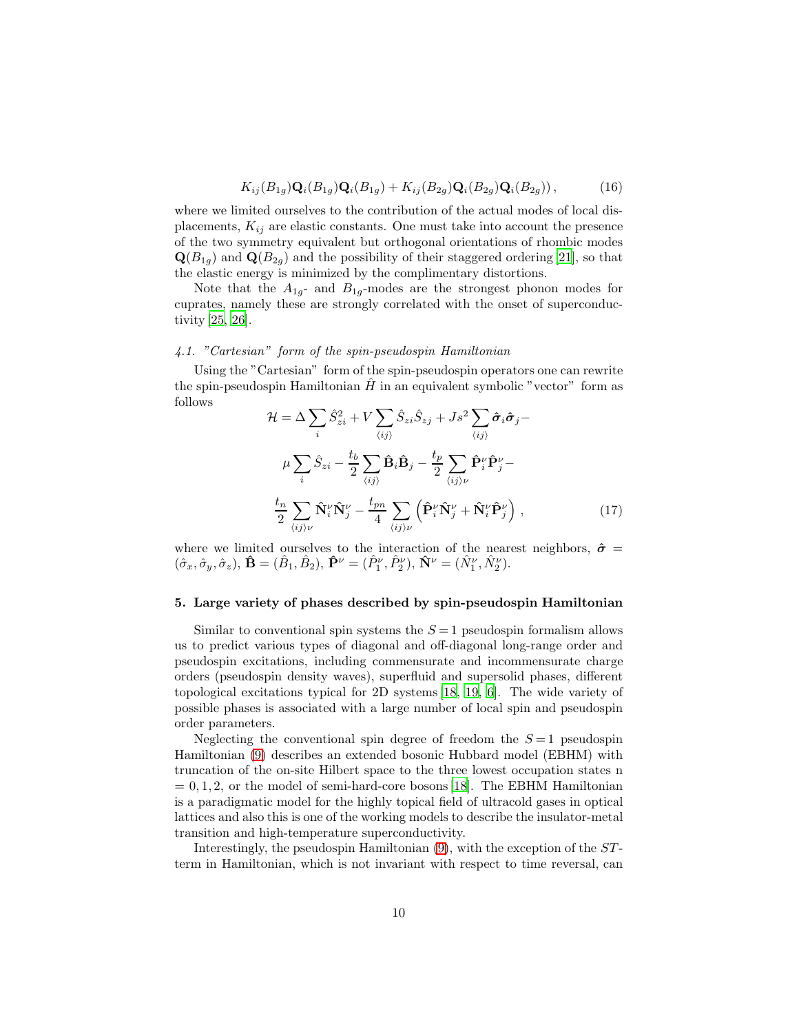$$
K_{ij}(B_{1g})\mathbf{Q}_i(B_{1g})\mathbf{Q}_i(B_{1g}) + K_{ij}(B_{2g})\mathbf{Q}_i(B_{2g})\mathbf{Q}_i(B_{2g})) \,, \tag{16}
$$

where we limited ourselves to the contribution of the actual modes of local displacements, $K_{ij}$ are elastic constants. One must take into account the presence of the two symmetry equivalent but orthogonal orientations of rhombic modes $\mathbf{Q}(B_{1g})$ and $\mathbf{Q}(B_{2g})$ and the possibility of their staggered ordering [21], so that the elastic energy is minimized by the complimentary distortions.

Note that the $A_{1g}$- and $B_{1g}$-modes are the strongest phonon modes for cuprates, namely these are strongly correlated with the onset of superconductivity [25, 26].

*4.1. "Cartesian" form of the spin-pseudospin Hamiltonian*

Using the "Cartesian" form of the spin-pseudospin operators one can rewrite the spin-pseudospin Hamiltonian $\hat{H}$ in an equivalent symbolic "vector" form as follows

$$
\mathcal{H} = \Delta \sum_i \hat{S}_{zi}^2 + V \sum_{\langle ij \rangle} \hat{S}_{zi}\hat{S}_{zj} + Js^2 \sum_{\langle ij \rangle} \hat{\boldsymbol{\sigma}}_i \hat{\boldsymbol{\sigma}}_j -
$$

$$
\mu \sum_i \hat{S}_{zi} - \frac{t_b}{2} \sum_{\langle ij \rangle} \hat{\mathbf{B}}_i \hat{\mathbf{B}}_j - \frac{t_p}{2} \sum_{\langle ij \rangle \nu} \hat{\mathbf{P}}_i^\nu \hat{\mathbf{P}}_j^\nu -
$$

$$
\frac{t_n}{2} \sum_{\langle ij \rangle \nu} \hat{\mathbf{N}}_i^\nu \hat{\mathbf{N}}_j^\nu - \frac{t_{pn}}{4} \sum_{\langle ij \rangle \nu} \left( \hat{\mathbf{P}}_i^\nu \hat{\mathbf{N}}_j^\nu + \hat{\mathbf{N}}_i^\nu \hat{\mathbf{P}}_j^\nu \right) \,, \tag{17}
$$

where we limited ourselves to the interaction of the nearest neighbors, $\hat{\boldsymbol{\sigma}} = (\hat{\sigma}_x, \hat{\sigma}_y, \hat{\sigma}_z)$, $\hat{\mathbf{B}} = (\hat{B}_1, \hat{B}_2)$, $\hat{\mathbf{P}}^\nu = (\hat{P}_1^\nu, \hat{P}_2^\nu)$, $\hat{\mathbf{N}}^\nu = (\hat{N}_1^\nu, \hat{N}_2^\nu)$.

## 5. Large variety of phases described by spin-pseudospin Hamiltonian

Similar to conventional spin systems the $S=1$ pseudospin formalism allows us to predict various types of diagonal and off-diagonal long-range order and pseudospin excitations, including commensurate and incommensurate charge orders (pseudospin density waves), superfluid and supersolid phases, different topological excitations typical for 2D systems [18, 19, 6]. The wide variety of possible phases is associated with a large number of local spin and pseudospin order parameters.

Neglecting the conventional spin degree of freedom the $S=1$ pseudospin Hamiltonian (9) describes an extended bosonic Hubbard model (EBHM) with truncation of the on-site Hilbert space to the three lowest occupation states n $= 0, 1, 2$, or the model of semi-hard-core bosons [18]. The EBHM Hamiltonian is a paradigmatic model for the highly topical field of ultracold gases in optical lattices and also this is one of the working models to describe the insulator-metal transition and high-temperature superconductivity.

Interestingly, the pseudospin Hamiltonian (9), with the exception of the $ST$-term in Hamiltonian, which is not invariant with respect to time reversal, can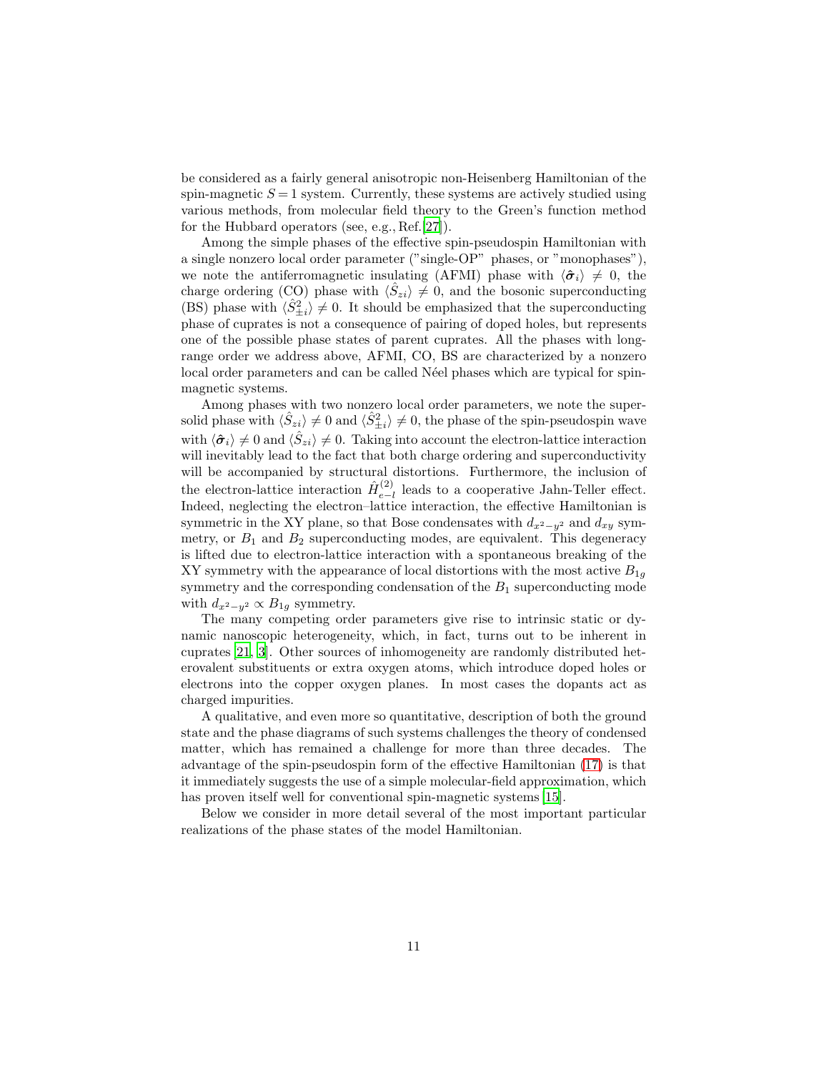be considered as a fairly general anisotropic non-Heisenberg Hamiltonian of the spin-magnetic $S=1$ system. Currently, these systems are actively studied using various methods, from molecular field theory to the Green's function method for the Hubbard operators (see, e.g., Ref.[27]).

Among the simple phases of the effective spin-pseudospin Hamiltonian with a single nonzero local order parameter ("single-OP" phases, or "monophases"), we note the antiferromagnetic insulating (AFMI) phase with $\langle\hat{\boldsymbol{\sigma}}_i\rangle \neq 0$, the charge ordering (CO) phase with $\langle\hat{S}_{zi}\rangle \neq 0$, and the bosonic superconducting (BS) phase with $\langle\hat{S}^2_{\pm i}\rangle \neq 0$. It should be emphasized that the superconducting phase of cuprates is not a consequence of pairing of doped holes, but represents one of the possible phase states of parent cuprates. All the phases with long-range order we address above, AFMI, CO, BS are characterized by a nonzero local order parameters and can be called Néel phases which are typical for spin-magnetic systems.

Among phases with two nonzero local order parameters, we note the supersolid phase with $\langle\hat{S}_{zi}\rangle \neq 0$ and $\langle\hat{S}^2_{\pm i}\rangle \neq 0$, the phase of the spin-pseudospin wave with $\langle\hat{\boldsymbol{\sigma}}_i\rangle \neq 0$ and $\langle\hat{S}_{zi}\rangle \neq 0$. Taking into account the electron-lattice interaction will inevitably lead to the fact that both charge ordering and superconductivity will be accompanied by structural distortions. Furthermore, the inclusion of the electron-lattice interaction $\hat{H}^{(2)}_{e-l}$ leads to a cooperative Jahn-Teller effect. Indeed, neglecting the electron–lattice interaction, the effective Hamiltonian is symmetric in the XY plane, so that Bose condensates with $d_{x^2-y^2}$ and $d_{xy}$ symmetry, or $B_1$ and $B_2$ superconducting modes, are equivalent. This degeneracy is lifted due to electron-lattice interaction with a spontaneous breaking of the XY symmetry with the appearance of local distortions with the most active $B_{1g}$ symmetry and the corresponding condensation of the $B_1$ superconducting mode with $d_{x^2-y^2} \propto B_{1g}$ symmetry.

The many competing order parameters give rise to intrinsic static or dynamic nanoscopic heterogeneity, which, in fact, turns out to be inherent in cuprates [21, 3]. Other sources of inhomogeneity are randomly distributed heterovalent substituents or extra oxygen atoms, which introduce doped holes or electrons into the copper oxygen planes. In most cases the dopants act as charged impurities.

A qualitative, and even more so quantitative, description of both the ground state and the phase diagrams of such systems challenges the theory of condensed matter, which has remained a challenge for more than three decades. The advantage of the spin-pseudospin form of the effective Hamiltonian (17) is that it immediately suggests the use of a simple molecular-field approximation, which has proven itself well for conventional spin-magnetic systems [15].

Below we consider in more detail several of the most important particular realizations of the phase states of the model Hamiltonian.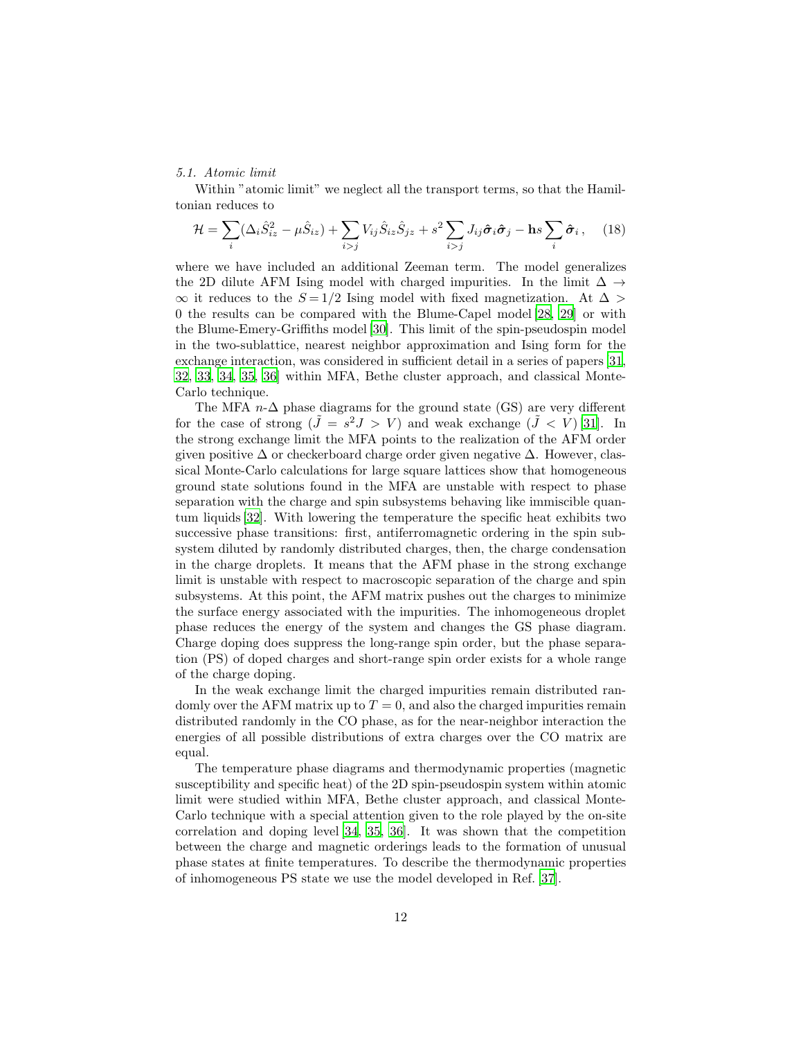### 5.1. Atomic limit

Within "atomic limit" we neglect all the transport terms, so that the Hamiltonian reduces to

$$\mathcal{H} = \sum_i (\Delta_i \hat{S}_{iz}^2 - \mu \hat{S}_{iz}) + \sum_{i>j} V_{ij} \hat{S}_{iz} \hat{S}_{jz} + s^2 \sum_{i>j} J_{ij} \hat{\boldsymbol{\sigma}}_i \hat{\boldsymbol{\sigma}}_j - \mathbf{h} s \sum_i \hat{\boldsymbol{\sigma}}_i \,, \quad (18)$$

where we have included an additional Zeeman term. The model generalizes the 2D dilute AFM Ising model with charged impurities. In the limit $\Delta \to \infty$ it reduces to the $S = 1/2$ Ising model with fixed magnetization. At $\Delta > 0$ the results can be compared with the Blume-Capel model [28, 29] or with the Blume-Emery-Griffiths model [30]. This limit of the spin-pseudospin model in the two-sublattice, nearest neighbor approximation and Ising form for the exchange interaction, was considered in sufficient detail in a series of papers [31, 32, 33, 34, 35, 36] within MFA, Bethe cluster approach, and classical Monte-Carlo technique.

The MFA $n$-$\Delta$ phase diagrams for the ground state (GS) are very different for the case of strong ($\tilde{J} = s^2 J > V$) and weak exchange ($\tilde{J} < V$) [31]. In the strong exchange limit the MFA points to the realization of the AFM order given positive $\Delta$ or checkerboard charge order given negative $\Delta$. However, classical Monte-Carlo calculations for large square lattices show that homogeneous ground state solutions found in the MFA are unstable with respect to phase separation with the charge and spin subsystems behaving like immiscible quantum liquids [32]. With lowering the temperature the specific heat exhibits two successive phase transitions: first, antiferromagnetic ordering in the spin subsystem diluted by randomly distributed charges, then, the charge condensation in the charge droplets. It means that the AFM phase in the strong exchange limit is unstable with respect to macroscopic separation of the charge and spin subsystems. At this point, the AFM matrix pushes out the charges to minimize the surface energy associated with the impurities. The inhomogeneous droplet phase reduces the energy of the system and changes the GS phase diagram. Charge doping does suppress the long-range spin order, but the phase separation (PS) of doped charges and short-range spin order exists for a whole range of the charge doping.

In the weak exchange limit the charged impurities remain distributed randomly over the AFM matrix up to $T = 0$, and also the charged impurities remain distributed randomly in the CO phase, as for the near-neighbor interaction the energies of all possible distributions of extra charges over the CO matrix are equal.

The temperature phase diagrams and thermodynamic properties (magnetic susceptibility and specific heat) of the 2D spin-pseudospin system within atomic limit were studied within MFA, Bethe cluster approach, and classical Monte-Carlo technique with a special attention given to the role played by the on-site correlation and doping level [34, 35, 36]. It was shown that the competition between the charge and magnetic orderings leads to the formation of unusual phase states at finite temperatures. To describe the thermodynamic properties of inhomogeneous PS state we use the model developed in Ref. [37].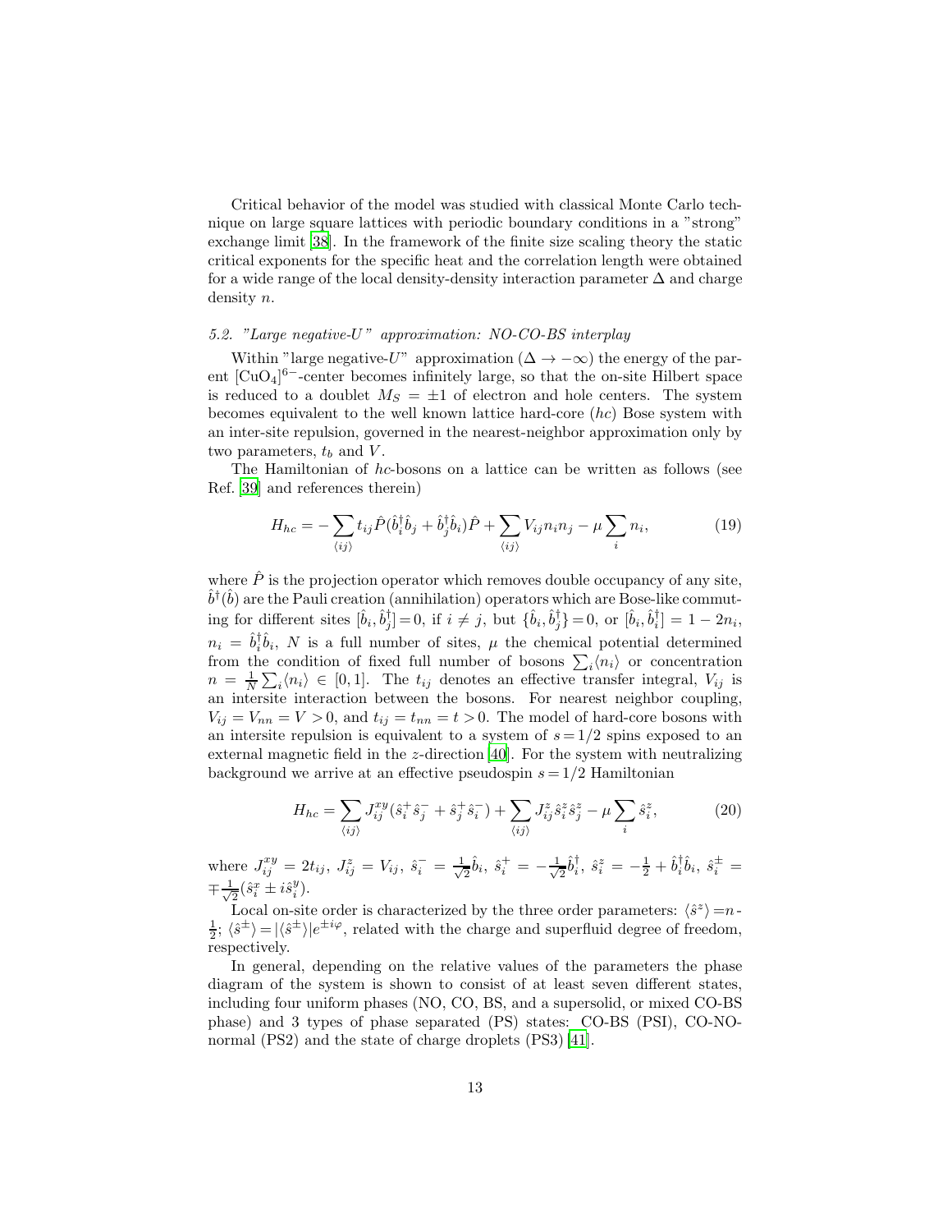Critical behavior of the model was studied with classical Monte Carlo technique on large square lattices with periodic boundary conditions in a "strong" exchange limit [38]. In the framework of the finite size scaling theory the static critical exponents for the specific heat and the correlation length were obtained for a wide range of the local density-density interaction parameter $\Delta$ and charge density $n$.

### 5.2. "Large negative-$U$" approximation: NO-CO-BS interplay

Within "large negative-$U$" approximation ($\Delta \to -\infty$) the energy of the parent $[CuO_4]^{6-}$-center becomes infinitely large, so that the on-site Hilbert space is reduced to a doublet $M_S = \pm 1$ of electron and hole centers. The system becomes equivalent to the well known lattice hard-core ($hc$) Bose system with an inter-site repulsion, governed in the nearest-neighbor approximation only by two parameters, $t_b$ and $V$.

The Hamiltonian of $hc$-bosons on a lattice can be written as follows (see Ref. [39] and references therein)

$$H_{hc} = -\sum_{\langle ij \rangle} t_{ij} \hat{P}(\hat{b}_i^\dagger \hat{b}_j + \hat{b}_j^\dagger \hat{b}_i)\hat{P} + \sum_{\langle ij \rangle} V_{ij} n_i n_j - \mu \sum_i n_i, \tag{19}$$

where $\hat{P}$ is the projection operator which removes double occupancy of any site, $\hat{b}^\dagger(\hat{b})$ are the Pauli creation (annihilation) operators which are Bose-like commuting for different sites $[\hat{b}_i, \hat{b}_j^\dagger] = 0$, if $i \neq j$, but $\{\hat{b}_i, \hat{b}_j^\dagger\} = 0$, or $[\hat{b}_i, \hat{b}_i^\dagger] = 1 - 2n_i$, $n_i = \hat{b}_i^\dagger \hat{b}_i$, $N$ is a full number of sites, $\mu$ the chemical potential determined from the condition of fixed full number of bosons $\sum_i \langle n_i \rangle$ or concentration $n = \frac{1}{N}\sum_i \langle n_i \rangle \in [0,1]$. The $t_{ij}$ denotes an effective transfer integral, $V_{ij}$ is an intersite interaction between the bosons. For nearest neighbor coupling, $V_{ij} = V_{nn} = V > 0$, and $t_{ij} = t_{nn} = t > 0$. The model of hard-core bosons with an intersite repulsion is equivalent to a system of $s = 1/2$ spins exposed to an external magnetic field in the $z$-direction [40]. For the system with neutralizing background we arrive at an effective pseudospin $s = 1/2$ Hamiltonian

$$H_{hc} = \sum_{\langle ij \rangle} J_{ij}^{xy}(\hat{s}_i^+ \hat{s}_j^- + \hat{s}_j^+ \hat{s}_i^-) + \sum_{\langle ij \rangle} J_{ij}^z \hat{s}_i^z \hat{s}_j^z - \mu \sum_i \hat{s}_i^z, \tag{20}$$

where $J_{ij}^{xy} = 2t_{ij}$, $J_{ij}^z = V_{ij}$, $\hat{s}_i^- = \frac{1}{\sqrt{2}}\hat{b}_i$, $\hat{s}_i^+ = -\frac{1}{\sqrt{2}}\hat{b}_i^\dagger$, $\hat{s}_i^z = -\frac{1}{2} + \hat{b}_i^\dagger \hat{b}_i$, $\hat{s}_i^\pm = \mp\frac{1}{\sqrt{2}}(\hat{s}_i^x \pm i\hat{s}_i^y)$.

Local on-site order is characterized by the three order parameters: $\langle \hat{s}^z \rangle = n - \frac{1}{2}$; $\langle \hat{s}^\pm \rangle = |\langle \hat{s}^\pm \rangle| e^{\pm i\varphi}$, related with the charge and superfluid degree of freedom, respectively.

In general, depending on the relative values of the parameters the phase diagram of the system is shown to consist of at least seven different states, including four uniform phases (NO, CO, BS, and a supersolid, or mixed CO-BS phase) and 3 types of phase separated (PS) states: CO-BS (PSI), CO-NO-normal (PS2) and the state of charge droplets (PS3) [41].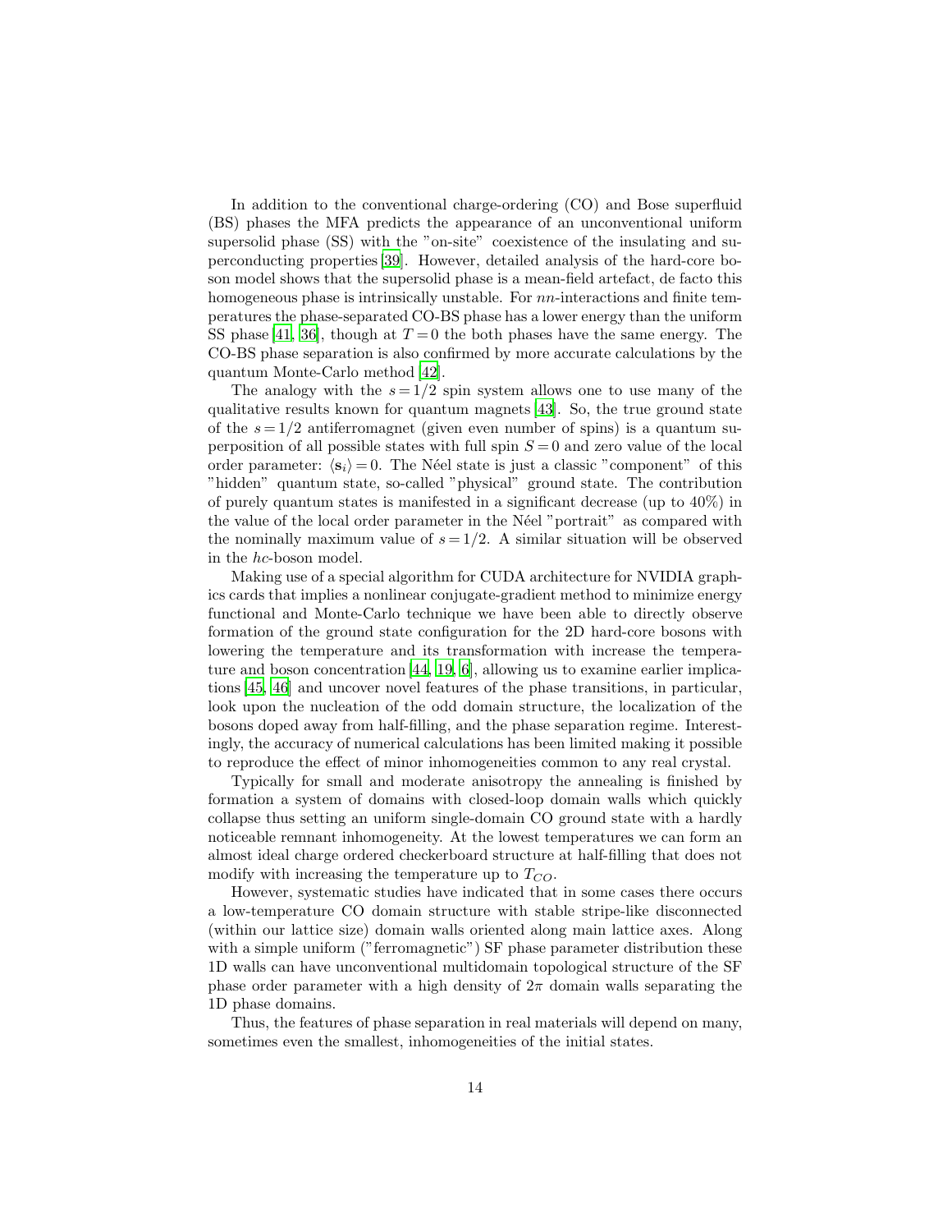In addition to the conventional charge-ordering (CO) and Bose superfluid (BS) phases the MFA predicts the appearance of an unconventional uniform supersolid phase (SS) with the "on-site" coexistence of the insulating and superconducting properties [39]. However, detailed analysis of the hard-core boson model shows that the supersolid phase is a mean-field artefact, de facto this homogeneous phase is intrinsically unstable. For $nn$-interactions and finite temperatures the phase-separated CO-BS phase has a lower energy than the uniform SS phase [41, 36], though at $T=0$ the both phases have the same energy. The CO-BS phase separation is also confirmed by more accurate calculations by the quantum Monte-Carlo method [42].

The analogy with the $s=1/2$ spin system allows one to use many of the qualitative results known for quantum magnets [43]. So, the true ground state of the $s=1/2$ antiferromagnet (given even number of spins) is a quantum superposition of all possible states with full spin $S=0$ and zero value of the local order parameter: $\langle \mathbf{s}_i \rangle = 0$. The Néel state is just a classic "component" of this "hidden" quantum state, so-called "physical" ground state. The contribution of purely quantum states is manifested in a significant decrease (up to 40%) in the value of the local order parameter in the Néel "portrait" as compared with the nominally maximum value of $s=1/2$. A similar situation will be observed in the $hc$-boson model.

Making use of a special algorithm for CUDA architecture for NVIDIA graphics cards that implies a nonlinear conjugate-gradient method to minimize energy functional and Monte-Carlo technique we have been able to directly observe formation of the ground state configuration for the 2D hard-core bosons with lowering the temperature and its transformation with increase the temperature and boson concentration [44, 19, 6], allowing us to examine earlier implications [45, 46] and uncover novel features of the phase transitions, in particular, look upon the nucleation of the odd domain structure, the localization of the bosons doped away from half-filling, and the phase separation regime. Interestingly, the accuracy of numerical calculations has been limited making it possible to reproduce the effect of minor inhomogeneities common to any real crystal.

Typically for small and moderate anisotropy the annealing is finished by formation a system of domains with closed-loop domain walls which quickly collapse thus setting an uniform single-domain CO ground state with a hardly noticeable remnant inhomogeneity. At the lowest temperatures we can form an almost ideal charge ordered checkerboard structure at half-filling that does not modify with increasing the temperature up to $T_{CO}$.

However, systematic studies have indicated that in some cases there occurs a low-temperature CO domain structure with stable stripe-like disconnected (within our lattice size) domain walls oriented along main lattice axes. Along with a simple uniform ("ferromagnetic") SF phase parameter distribution these 1D walls can have unconventional multidomain topological structure of the SF phase order parameter with a high density of $2\pi$ domain walls separating the 1D phase domains.

Thus, the features of phase separation in real materials will depend on many, sometimes even the smallest, inhomogeneities of the initial states.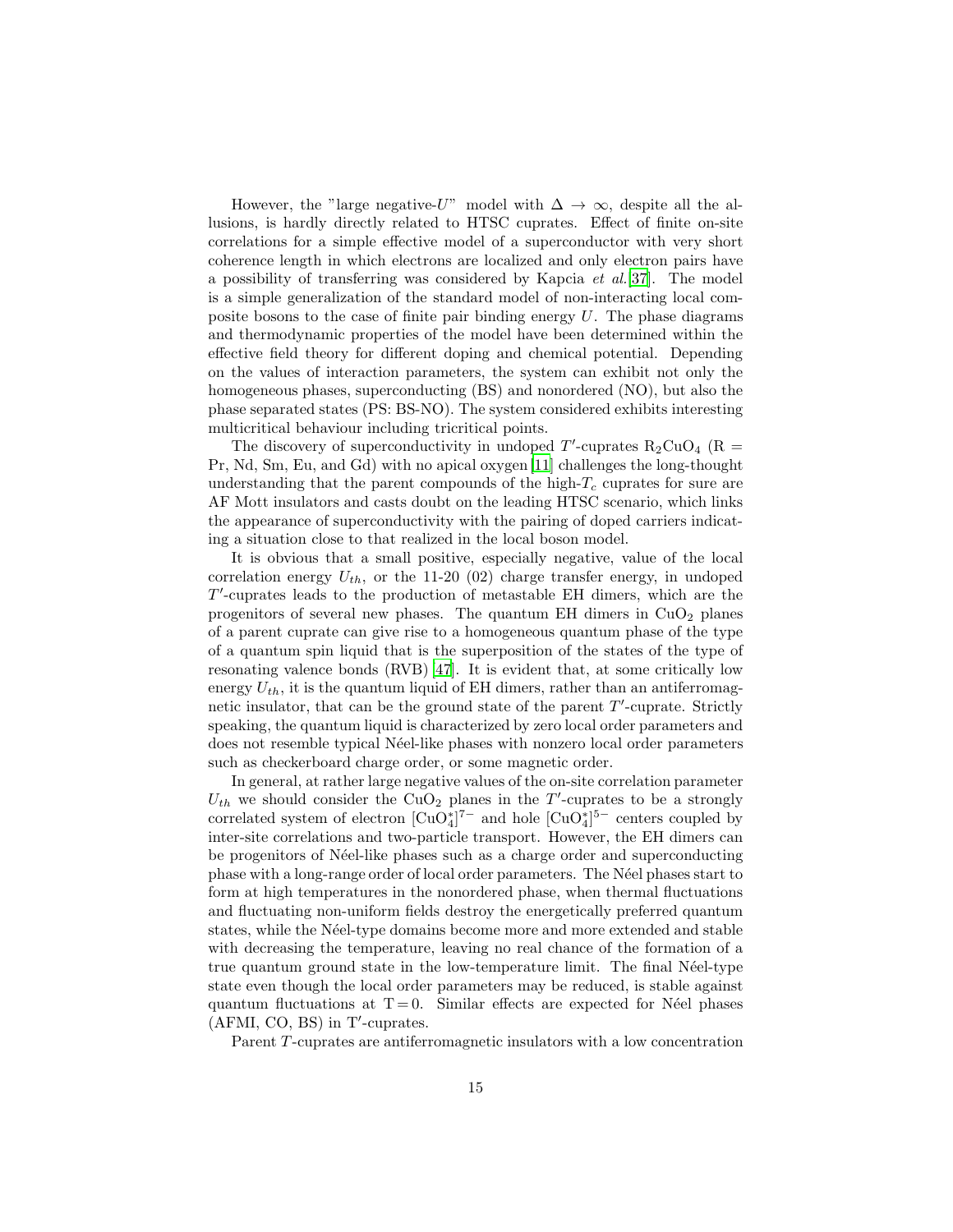However, the "large negative-$U$" model with $\Delta \to \infty$, despite all the allusions, is hardly directly related to HTSC cuprates. Effect of finite on-site correlations for a simple effective model of a superconductor with very short coherence length in which electrons are localized and only electron pairs have a possibility of transferring was considered by Kapcia *et al.*[37]. The model is a simple generalization of the standard model of non-interacting local composite bosons to the case of finite pair binding energy $U$. The phase diagrams and thermodynamic properties of the model have been determined within the effective field theory for different doping and chemical potential. Depending on the values of interaction parameters, the system can exhibit not only the homogeneous phases, superconducting (BS) and nonordered (NO), but also the phase separated states (PS: BS-NO). The system considered exhibits interesting multicritical behaviour including tricritical points.

The discovery of superconductivity in undoped $T'$-cuprates $R_2CuO_4$ (R = Pr, Nd, Sm, Eu, and Gd) with no apical oxygen [11] challenges the long-thought understanding that the parent compounds of the high-$T_c$ cuprates for sure are AF Mott insulators and casts doubt on the leading HTSC scenario, which links the appearance of superconductivity with the pairing of doped carriers indicating a situation close to that realized in the local boson model.

It is obvious that a small positive, especially negative, value of the local correlation energy $U_{th}$, or the 11-20 (02) charge transfer energy, in undoped $T'$-cuprates leads to the production of metastable EH dimers, which are the progenitors of several new phases. The quantum EH dimers in $CuO_2$ planes of a parent cuprate can give rise to a homogeneous quantum phase of the type of a quantum spin liquid that is the superposition of the states of the type of resonating valence bonds (RVB) [47]. It is evident that, at some critically low energy $U_{th}$, it is the quantum liquid of EH dimers, rather than an antiferromagnetic insulator, that can be the ground state of the parent $T'$-cuprate. Strictly speaking, the quantum liquid is characterized by zero local order parameters and does not resemble typical Néel-like phases with nonzero local order parameters such as checkerboard charge order, or some magnetic order.

In general, at rather large negative values of the on-site correlation parameter $U_{th}$ we should consider the $CuO_2$ planes in the $T'$-cuprates to be a strongly correlated system of electron $[CuO_4^*]^{7-}$ and hole $[CuO_4^*]^{5-}$ centers coupled by inter-site correlations and two-particle transport. However, the EH dimers can be progenitors of Néel-like phases such as a charge order and superconducting phase with a long-range order of local order parameters. The Néel phases start to form at high temperatures in the nonordered phase, when thermal fluctuations and fluctuating non-uniform fields destroy the energetically preferred quantum states, while the Néel-type domains become more and more extended and stable with decreasing the temperature, leaving no real chance of the formation of a true quantum ground state in the low-temperature limit. The final Néel-type state even though the local order parameters may be reduced, is stable against quantum fluctuations at $T = 0$. Similar effects are expected for Néel phases (AFMI, CO, BS) in T'-cuprates.

Parent $T$-cuprates are antiferromagnetic insulators with a low concentration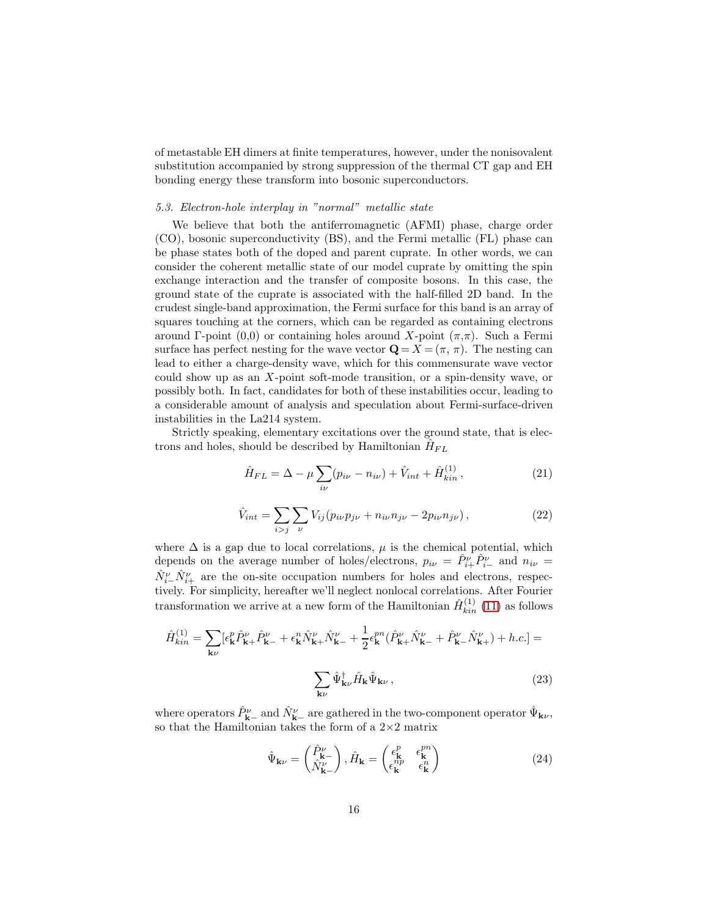of metastable EH dimers at finite temperatures, however, under the nonisovalent substitution accompanied by strong suppression of the thermal CT gap and EH bonding energy these transform into bosonic superconductors.

### *5.3. Electron-hole interplay in "normal" metallic state*

We believe that both the antiferromagnetic (AFMI) phase, charge order (CO), bosonic superconductivity (BS), and the Fermi metallic (FL) phase can be phase states both of the doped and parent cuprate. In other words, we can consider the coherent metallic state of our model cuprate by omitting the spin exchange interaction and the transfer of composite bosons. In this case, the ground state of the cuprate is associated with the half-filled 2D band. In the crudest single-band approximation, the Fermi surface for this band is an array of squares touching at the corners, which can be regarded as containing electrons around Γ-point (0,0) or containing holes around $X$-point $(\pi,\pi)$. Such a Fermi surface has perfect nesting for the wave vector $\mathbf{Q} = X = (\pi, \pi)$. The nesting can lead to either a charge-density wave, which for this commensurate wave vector could show up as an $X$-point soft-mode transition, or a spin-density wave, or possibly both. In fact, candidates for both of these instabilities occur, leading to a considerable amount of analysis and speculation about Fermi-surface-driven instabilities in the La214 system.

Strictly speaking, elementary excitations over the ground state, that is electrons and holes, should be described by Hamiltonian $\hat{H}_{FL}$

$$\hat{H}_{FL} = \Delta - \mu \sum_{i\nu}(p_{i\nu} - n_{i\nu}) + \hat{V}_{int} + \hat{H}^{(1)}_{kin}\,, \tag{21}$$

$$\hat{V}_{int} = \sum_{i>j}\sum_{\nu} V_{ij}(p_{i\nu}p_{j\nu} + n_{i\nu}n_{j\nu} - 2p_{i\nu}n_{j\nu})\,, \tag{22}$$

where $\Delta$ is a gap due to local correlations, $\mu$ is the chemical potential, which depends on the average number of holes/electrons, $p_{i\nu} = \hat{P}^{\nu}_{i+}\hat{P}^{\nu}_{i-}$ and $n_{i\nu} = \hat{N}^{\nu}_{i-}\hat{N}^{\nu}_{i+}$ are the on-site occupation numbers for holes and electrons, respectively. For simplicity, hereafter we'll neglect nonlocal correlations. After Fourier transformation we arrive at a new form of the Hamiltonian $\hat{H}^{(1)}_{kin}$ (11) as follows

$$\hat{H}^{(1)}_{kin} = \sum_{\mathbf{k}\nu}[\epsilon^{p}_{\mathbf{k}}\hat{P}^{\nu}_{\mathbf{k}+}\hat{P}^{\nu}_{\mathbf{k}-} + \epsilon^{n}_{\mathbf{k}}\hat{N}^{\nu}_{\mathbf{k}+}\hat{N}^{\nu}_{\mathbf{k}-} + \frac{1}{2}\epsilon^{pn}_{\mathbf{k}}(\hat{P}^{\nu}_{\mathbf{k}+}\hat{N}^{\nu}_{\mathbf{k}-} + \hat{P}^{\nu}_{\mathbf{k}-}\hat{N}^{\nu}_{\mathbf{k}+}) + h.c.] =$$

$$\sum_{\mathbf{k}\nu}\hat{\Psi}^{\dagger}_{\mathbf{k}\nu}\hat{H}_{\mathbf{k}}\hat{\Psi}_{\mathbf{k}\nu}\,, \tag{23}$$

where operators $\hat{P}^{\nu}_{\mathbf{k}-}$ and $\hat{N}^{\nu}_{\mathbf{k}-}$ are gathered in the two-component operator $\hat{\Psi}_{\mathbf{k}\nu}$, so that the Hamiltonian takes the form of a 2×2 matrix

$$\hat{\Psi}_{\mathbf{k}\nu} = \begin{pmatrix}\hat{P}^{\nu}_{\mathbf{k}-}\\ \hat{N}^{\nu}_{\mathbf{k}-}\end{pmatrix}, \hat{H}_{\mathbf{k}} = \begin{pmatrix}\epsilon^{p}_{\mathbf{k}} & \epsilon^{pn}_{\mathbf{k}}\\ \epsilon^{np}_{\mathbf{k}} & \epsilon^{n}_{\mathbf{k}}\end{pmatrix} \tag{24}$$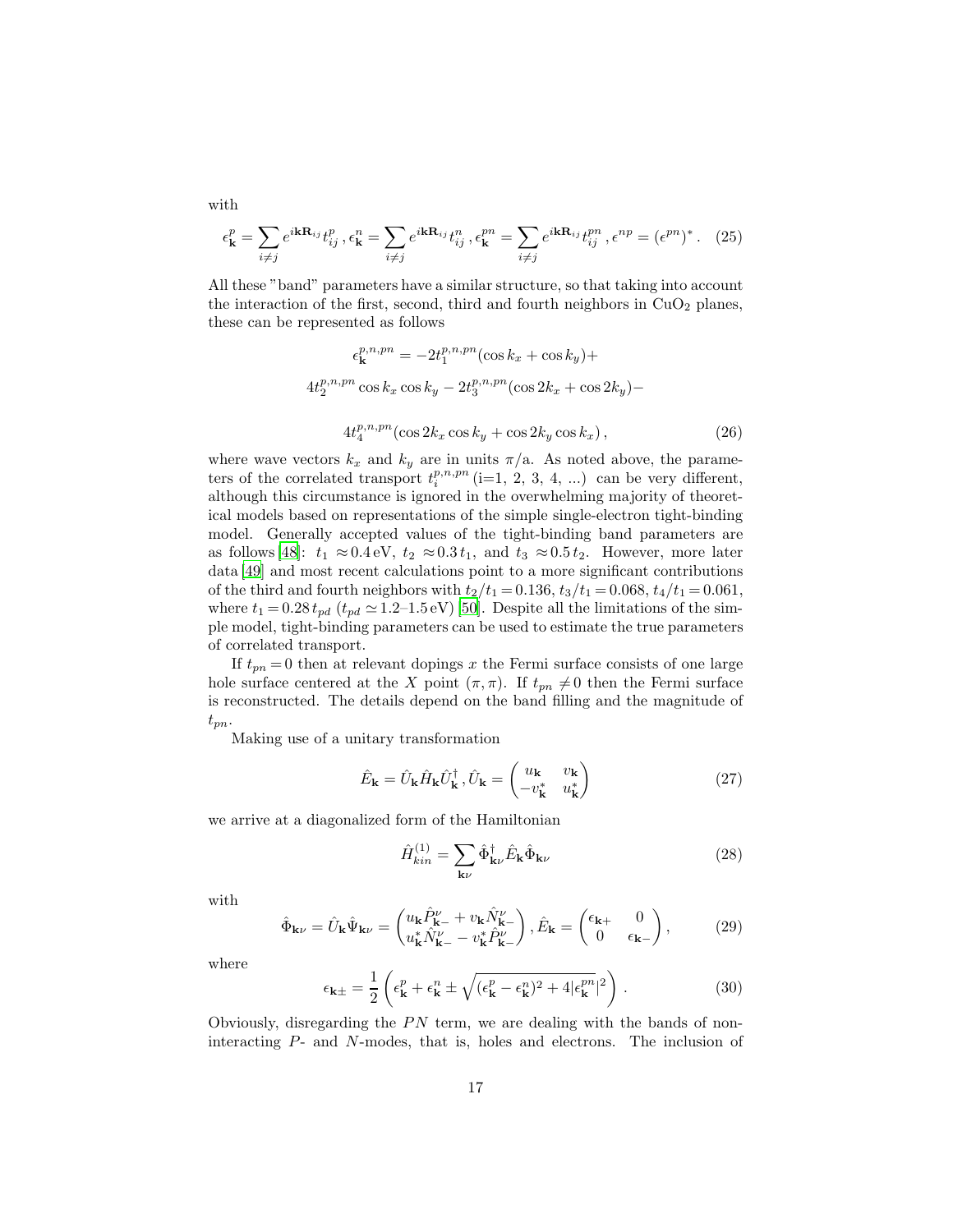with

$$\epsilon^p_{\mathbf{k}} = \sum_{i\neq j} e^{i\mathbf{k}\mathbf{R}_{ij}} t^p_{ij}\,, \epsilon^n_{\mathbf{k}} = \sum_{i\neq j} e^{i\mathbf{k}\mathbf{R}_{ij}} t^n_{ij}\,, \epsilon^{pn}_{\mathbf{k}} = \sum_{i\neq j} e^{i\mathbf{k}\mathbf{R}_{ij}} t^{pn}_{ij}\,, \epsilon^{np} = (\epsilon^{pn})^*\,. \quad (25)$$

All these "band" parameters have a similar structure, so that taking into account the interaction of the first, second, third and fourth neighbors in $CuO_2$ planes, these can be represented as follows

$$\epsilon^{p,n,pn}_{\mathbf{k}} = -2t^{p,n,pn}_1(\cos k_x + \cos k_y) +$$
$$4t^{p,n,pn}_2 \cos k_x \cos k_y - 2t^{p,n,pn}_3(\cos 2k_x + \cos 2k_y) -$$
$$4t^{p,n,pn}_4(\cos 2k_x \cos k_y + \cos 2k_y \cos k_x)\,, \quad (26)$$

where wave vectors $k_x$ and $k_y$ are in units $\pi$/a. As noted above, the parameters of the correlated transport $t^{p,n,pn}_i$ (i=1, 2, 3, 4, ...) can be very different, although this circumstance is ignored in the overwhelming majority of theoretical models based on representations of the simple single-electron tight-binding model. Generally accepted values of the tight-binding band parameters are as follows [48]: $t_1 \approx 0.4\,\text{eV}$, $t_2 \approx 0.3\,t_1$, and $t_3 \approx 0.5\,t_2$. However, more later data [49] and most recent calculations point to a more significant contributions of the third and fourth neighbors with $t_2/t_1 = 0.136$, $t_3/t_1 = 0.068$, $t_4/t_1 = 0.061$, where $t_1 = 0.28\,t_{pd}$ ($t_{pd} \simeq 1.2$–$1.5\,\text{eV}$) [50]. Despite all the limitations of the simple model, tight-binding parameters can be used to estimate the true parameters of correlated transport.

If $t_{pn} = 0$ then at relevant dopings $x$ the Fermi surface consists of one large hole surface centered at the $X$ point $(\pi, \pi)$. If $t_{pn} \neq 0$ then the Fermi surface is reconstructed. The details depend on the band filling and the magnitude of $t_{pn}$.

Making use of a unitary transformation

$$\hat{E}_{\mathbf{k}} = \hat{U}_{\mathbf{k}} \hat{H}_{\mathbf{k}} \hat{U}^\dagger_{\mathbf{k}}\,, \hat{U}_{\mathbf{k}} = \begin{pmatrix} u_{\mathbf{k}} & v_{\mathbf{k}} \\ -v^*_{\mathbf{k}} & u^*_{\mathbf{k}} \end{pmatrix} \quad (27)$$

we arrive at a diagonalized form of the Hamiltonian

$$\hat{H}^{(1)}_{kin} = \sum_{\mathbf{k}\nu} \hat{\Phi}^\dagger_{\mathbf{k}\nu} \hat{E}_{\mathbf{k}} \hat{\Phi}_{\mathbf{k}\nu} \quad (28)$$

with

$$\hat{\Phi}_{\mathbf{k}\nu} = \hat{U}_{\mathbf{k}} \hat{\Psi}_{\mathbf{k}\nu} = \begin{pmatrix} u_{\mathbf{k}} \hat{P}^\nu_{\mathbf{k}-} + v_{\mathbf{k}} \hat{N}^\nu_{\mathbf{k}-} \\ u^*_{\mathbf{k}} \hat{N}^\nu_{\mathbf{k}-} - v^*_{\mathbf{k}} \hat{P}^\nu_{\mathbf{k}-} \end{pmatrix}, \hat{E}_{\mathbf{k}} = \begin{pmatrix} \epsilon_{\mathbf{k}+} & 0 \\ 0 & \epsilon_{\mathbf{k}-} \end{pmatrix}, \quad (29)$$

where

$$\epsilon_{\mathbf{k}\pm} = \frac{1}{2}\left(\epsilon^p_{\mathbf{k}} + \epsilon^n_{\mathbf{k}} \pm \sqrt{(\epsilon^p_{\mathbf{k}} - \epsilon^n_{\mathbf{k}})^2 + 4|\epsilon^{pn}_{\mathbf{k}}|^2}\right). \quad (30)$$

Obviously, disregarding the $PN$ term, we are dealing with the bands of non-interacting $P$- and $N$-modes, that is, holes and electrons. The inclusion of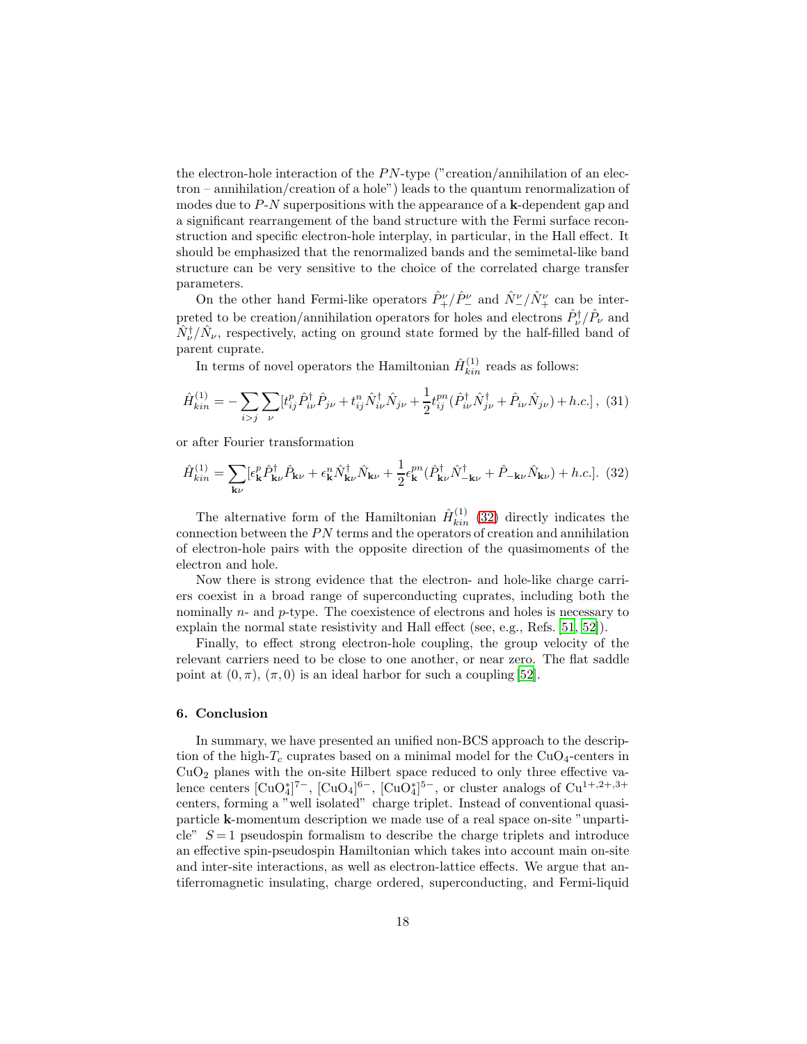the electron-hole interaction of the $PN$-type ("creation/annihilation of an electron – annihilation/creation of a hole") leads to the quantum renormalization of modes due to $P$-$N$ superpositions with the appearance of a $\mathbf{k}$-dependent gap and a significant rearrangement of the band structure with the Fermi surface reconstruction and specific electron-hole interplay, in particular, in the Hall effect. It should be emphasized that the renormalized bands and the semimetal-like band structure can be very sensitive to the choice of the correlated charge transfer parameters.

On the other hand Fermi-like operators $\hat{P}_{+}^{\nu}/\hat{P}_{-}^{\nu}$ and $\hat{N}_{-}^{\nu}/\hat{N}_{+}^{\nu}$ can be interpreted to be creation/annihilation operators for holes and electrons $\hat{P}_{\nu}^{\dagger}/\hat{P}_{\nu}$ and $\hat{N}_{\nu}^{\dagger}/\hat{N}_{\nu}$, respectively, acting on ground state formed by the half-filled band of parent cuprate.

In terms of novel operators the Hamiltonian $\hat{H}_{kin}^{(1)}$ reads as follows:

$$\hat{H}_{kin}^{(1)} = -\sum_{i>j}\sum_{\nu}[t_{ij}^{p}\hat{P}_{i\nu}^{\dagger}\hat{P}_{j\nu} + t_{ij}^{n}\hat{N}_{i\nu}^{\dagger}\hat{N}_{j\nu} + \frac{1}{2}t_{ij}^{pn}(\hat{P}_{i\nu}^{\dagger}\hat{N}_{j\nu}^{\dagger} + \hat{P}_{i\nu}\hat{N}_{j\nu}) + h.c.] \,, \quad (31)$$

or after Fourier transformation

$$\hat{H}_{kin}^{(1)} = \sum_{\mathbf{k}\nu}[\epsilon_{\mathbf{k}}^{p}\hat{P}_{\mathbf{k}\nu}^{\dagger}\hat{P}_{\mathbf{k}\nu} + \epsilon_{\mathbf{k}}^{n}\hat{N}_{\mathbf{k}\nu}^{\dagger}\hat{N}_{\mathbf{k}\nu} + \frac{1}{2}\epsilon_{\mathbf{k}}^{pn}(\hat{P}_{\mathbf{k}\nu}^{\dagger}\hat{N}_{-\mathbf{k}\nu}^{\dagger} + \hat{P}_{-\mathbf{k}\nu}\hat{N}_{\mathbf{k}\nu}) + h.c.]. \quad (32)$$

The alternative form of the Hamiltonian $\hat{H}_{kin}^{(1)}$ (32) directly indicates the connection between the $PN$ terms and the operators of creation and annihilation of electron-hole pairs with the opposite direction of the quasimoments of the electron and hole.

Now there is strong evidence that the electron- and hole-like charge carriers coexist in a broad range of superconducting cuprates, including both the nominally $n$- and $p$-type. The coexistence of electrons and holes is necessary to explain the normal state resistivity and Hall effect (see, e.g., Refs. [51, 52]).

Finally, to effect strong electron-hole coupling, the group velocity of the relevant carriers need to be close to one another, or near zero. The flat saddle point at $(0, \pi)$, $(\pi, 0)$ is an ideal harbor for such a coupling [52].

## 6. Conclusion

In summary, we have presented an unified non-BCS approach to the description of the high-$T_c$ cuprates based on a minimal model for the $CuO_4$-centers in $CuO_2$ planes with the on-site Hilbert space reduced to only three effective valence centers $[CuO_4^*]^{7-}$, $[CuO_4]^{6-}$, $[CuO_4^*]^{5-}$, or cluster analogs of $Cu^{1+,2+,3+}$ centers, forming a "well isolated" charge triplet. Instead of conventional quasiparticle $\mathbf{k}$-momentum description we made use of a real space on-site "unparticle" $S=1$ pseudospin formalism to describe the charge triplets and introduce an effective spin-pseudospin Hamiltonian which takes into account main on-site and inter-site interactions, as well as electron-lattice effects. We argue that antiferromagnetic insulating, charge ordered, superconducting, and Fermi-liquid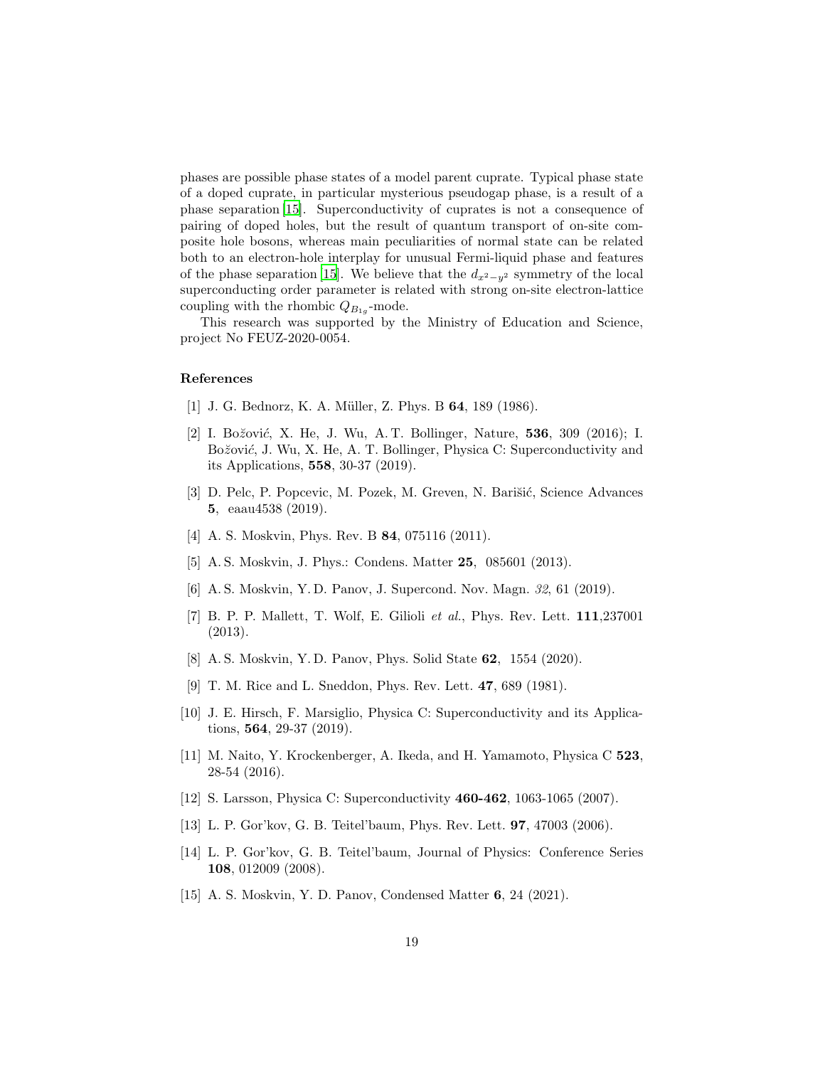phases are possible phase states of a model parent cuprate. Typical phase state of a doped cuprate, in particular mysterious pseudogap phase, is a result of a phase separation [15]. Superconductivity of cuprates is not a consequence of pairing of doped holes, but the result of quantum transport of on-site composite hole bosons, whereas main peculiarities of normal state can be related both to an electron-hole interplay for unusual Fermi-liquid phase and features of the phase separation [15]. We believe that the $d_{x^2-y^2}$ symmetry of the local superconducting order parameter is related with strong on-site electron-lattice coupling with the rhombic $Q_{B_{1g}}$-mode.

This research was supported by the Ministry of Education and Science, project No FEUZ-2020-0054.

## References

[1] J. G. Bednorz, K. A. Müller, Z. Phys. B **64**, 189 (1986).

[2] I. Božović, X. He, J. Wu, A. T. Bollinger, Nature, **536**, 309 (2016); I. Božović, J. Wu, X. He, A. T. Bollinger, Physica C: Superconductivity and its Applications, **558**, 30-37 (2019).

[3] D. Pelc, P. Popcevic, M. Pozek, M. Greven, N. Barišić, Science Advances **5**, eaau4538 (2019).

[4] A. S. Moskvin, Phys. Rev. B **84**, 075116 (2011).

[5] A. S. Moskvin, J. Phys.: Condens. Matter **25**, 085601 (2013).

[6] A. S. Moskvin, Y. D. Panov, J. Supercond. Nov. Magn. *32*, 61 (2019).

[7] B. P. P. Mallett, T. Wolf, E. Gilioli *et al.*, Phys. Rev. Lett. **111**,237001 (2013).

[8] A. S. Moskvin, Y. D. Panov, Phys. Solid State **62**, 1554 (2020).

[9] T. M. Rice and L. Sneddon, Phys. Rev. Lett. **47**, 689 (1981).

[10] J. E. Hirsch, F. Marsiglio, Physica C: Superconductivity and its Applications, **564**, 29-37 (2019).

[11] M. Naito, Y. Krockenberger, A. Ikeda, and H. Yamamoto, Physica C **523**, 28-54 (2016).

[12] S. Larsson, Physica C: Superconductivity **460-462**, 1063-1065 (2007).

[13] L. P. Gor'kov, G. B. Teitel'baum, Phys. Rev. Lett. **97**, 47003 (2006).

[14] L. P. Gor'kov, G. B. Teitel'baum, Journal of Physics: Conference Series **108**, 012009 (2008).

[15] A. S. Moskvin, Y. D. Panov, Condensed Matter **6**, 24 (2021).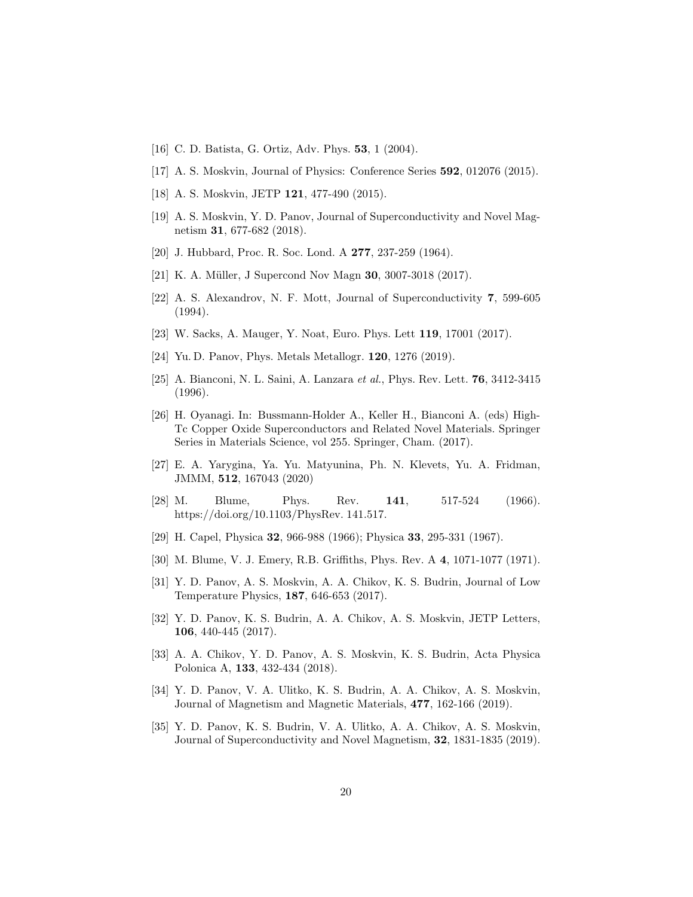[16] C. D. Batista, G. Ortiz, Adv. Phys. **53**, 1 (2004).

[17] A. S. Moskvin, Journal of Physics: Conference Series **592**, 012076 (2015).

[18] A. S. Moskvin, JETP **121**, 477-490 (2015).

[19] A. S. Moskvin, Y. D. Panov, Journal of Superconductivity and Novel Magnetism **31**, 677-682 (2018).

[20] J. Hubbard, Proc. R. Soc. Lond. A **277**, 237-259 (1964).

[21] K. A. Müller, J Supercond Nov Magn **30**, 3007-3018 (2017).

[22] A. S. Alexandrov, N. F. Mott, Journal of Superconductivity **7**, 599-605 (1994).

[23] W. Sacks, A. Mauger, Y. Noat, Euro. Phys. Lett **119**, 17001 (2017).

[24] Yu. D. Panov, Phys. Metals Metallogr. **120**, 1276 (2019).

[25] A. Bianconi, N. L. Saini, A. Lanzara *et al.*, Phys. Rev. Lett. **76**, 3412-3415 (1996).

[26] H. Oyanagi. In: Bussmann-Holder A., Keller H., Bianconi A. (eds) High-Tc Copper Oxide Superconductors and Related Novel Materials. Springer Series in Materials Science, vol 255. Springer, Cham. (2017).

[27] E. A. Yarygina, Ya. Yu. Matyunina, Ph. N. Klevets, Yu. A. Fridman, JMMM, **512**, 167043 (2020)

[28] M. Blume, Phys. Rev. **141**, 517-524 (1966). https://doi.org/10.1103/PhysRev. 141.517.

[29] H. Capel, Physica **32**, 966-988 (1966); Physica **33**, 295-331 (1967).

[30] M. Blume, V. J. Emery, R.B. Griffiths, Phys. Rev. A **4**, 1071-1077 (1971).

[31] Y. D. Panov, A. S. Moskvin, A. A. Chikov, K. S. Budrin, Journal of Low Temperature Physics, **187**, 646-653 (2017).

[32] Y. D. Panov, K. S. Budrin, A. A. Chikov, A. S. Moskvin, JETP Letters, **106**, 440-445 (2017).

[33] A. A. Chikov, Y. D. Panov, A. S. Moskvin, K. S. Budrin, Acta Physica Polonica A, **133**, 432-434 (2018).

[34] Y. D. Panov, V. A. Ulitko, K. S. Budrin, A. A. Chikov, A. S. Moskvin, Journal of Magnetism and Magnetic Materials, **477**, 162-166 (2019).

[35] Y. D. Panov, K. S. Budrin, V. A. Ulitko, A. A. Chikov, A. S. Moskvin, Journal of Superconductivity and Novel Magnetism, **32**, 1831-1835 (2019).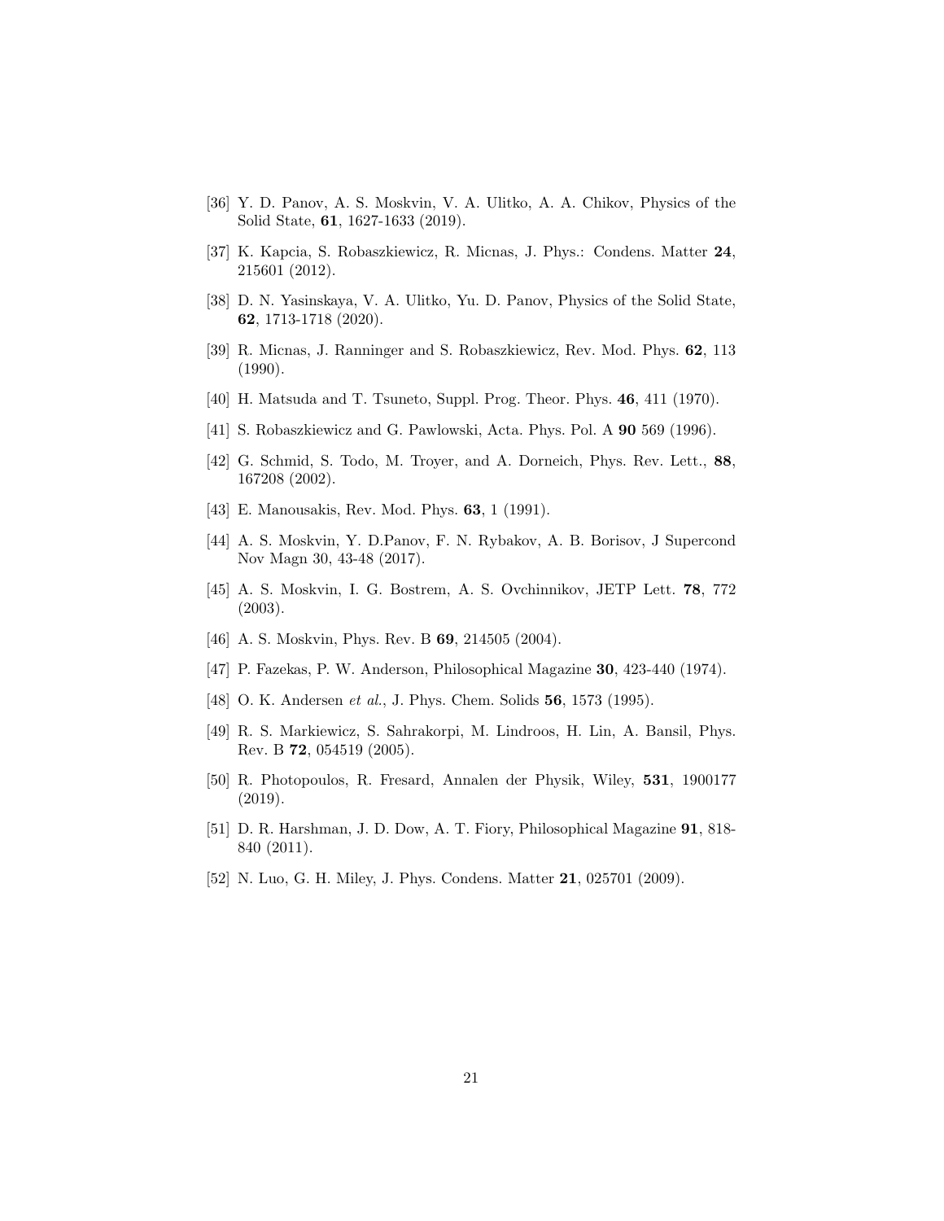[36] Y. D. Panov, A. S. Moskvin, V. A. Ulitko, A. A. Chikov, Physics of the Solid State, **61**, 1627-1633 (2019).

[37] K. Kapcia, S. Robaszkiewicz, R. Micnas, J. Phys.: Condens. Matter **24**, 215601 (2012).

[38] D. N. Yasinskaya, V. A. Ulitko, Yu. D. Panov, Physics of the Solid State, **62**, 1713-1718 (2020).

[39] R. Micnas, J. Ranninger and S. Robaszkiewicz, Rev. Mod. Phys. **62**, 113 (1990).

[40] H. Matsuda and T. Tsuneto, Suppl. Prog. Theor. Phys. **46**, 411 (1970).

[41] S. Robaszkiewicz and G. Pawlowski, Acta. Phys. Pol. A **90** 569 (1996).

[42] G. Schmid, S. Todo, M. Troyer, and A. Dorneich, Phys. Rev. Lett., **88**, 167208 (2002).

[43] E. Manousakis, Rev. Mod. Phys. **63**, 1 (1991).

[44] A. S. Moskvin, Y. D.Panov, F. N. Rybakov, A. B. Borisov, J Supercond Nov Magn 30, 43-48 (2017).

[45] A. S. Moskvin, I. G. Bostrem, A. S. Ovchinnikov, JETP Lett. **78**, 772 (2003).

[46] A. S. Moskvin, Phys. Rev. B **69**, 214505 (2004).

[47] P. Fazekas, P. W. Anderson, Philosophical Magazine **30**, 423-440 (1974).

[48] O. K. Andersen *et al.*, J. Phys. Chem. Solids **56**, 1573 (1995).

[49] R. S. Markiewicz, S. Sahrakorpi, M. Lindroos, H. Lin, A. Bansil, Phys. Rev. B **72**, 054519 (2005).

[50] R. Photopoulos, R. Fresard, Annalen der Physik, Wiley, **531**, 1900177 (2019).

[51] D. R. Harshman, J. D. Dow, A. T. Fiory, Philosophical Magazine **91**, 818-840 (2011).

[52] N. Luo, G. H. Miley, J. Phys. Condens. Matter **21**, 025701 (2009).